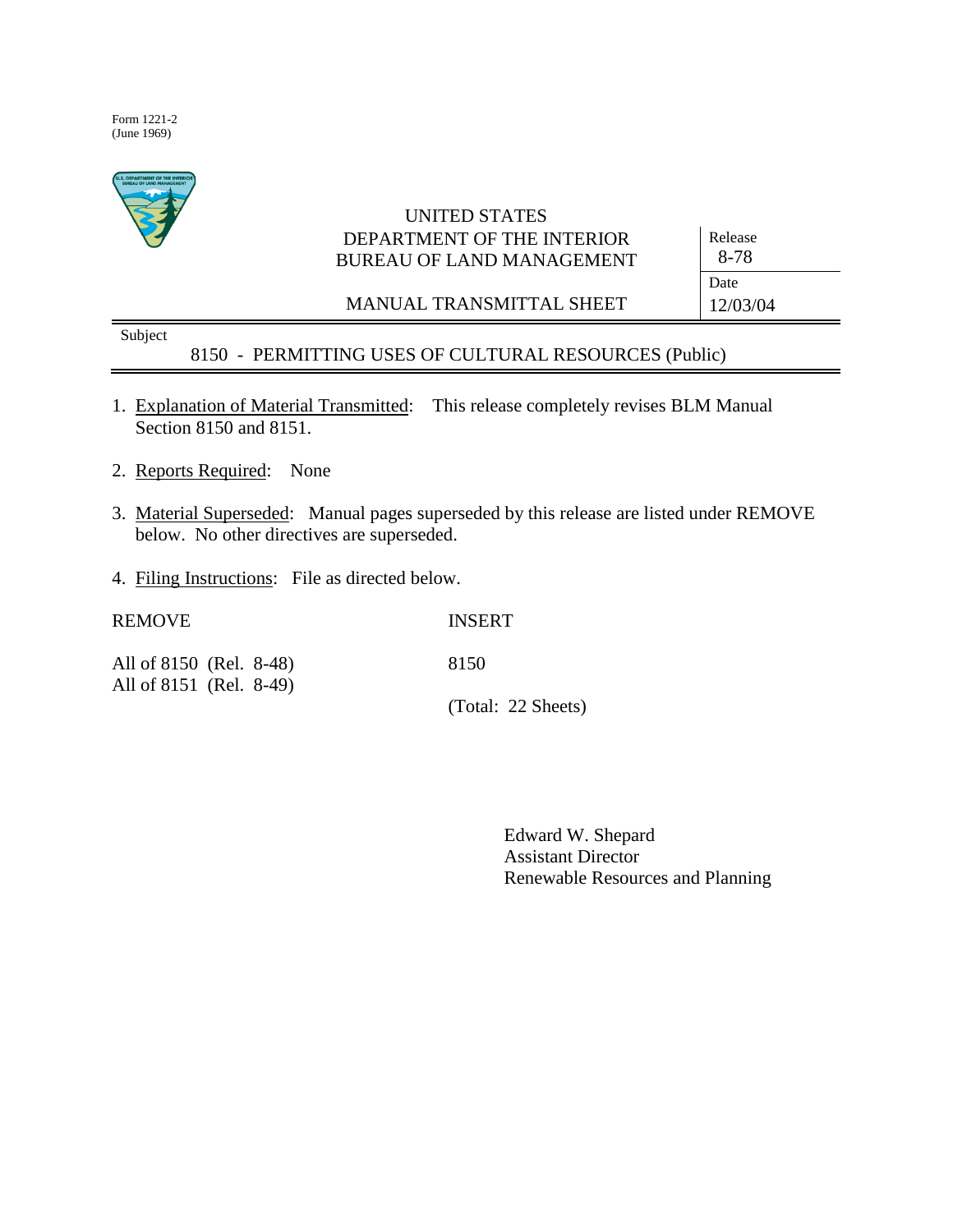Form 1221-2
(June 1969)

UNITED STATES
DEPARTMENT OF THE INTERIOR
BUREAU OF LAND MANAGEMENT

MANUAL TRANSMITTAL SHEET

| Release | 8-78 |
| --- | --- |
| Date | 12/03/04 |

Subject

8150 - PERMITTING USES OF CULTURAL RESOURCES (Public)

1. Explanation of Material Transmitted: This release completely revises BLM Manual Section 8150 and 8151.

2. Reports Required: None

3. Material Superseded: Manual pages superseded by this release are listed under REMOVE below. No other directives are superseded.

4. Filing Instructions: File as directed below.

| REMOVE | INSERT |
| --- | --- |
| All of 8150 (Rel. 8-48) | 8150 |
| All of 8151 (Rel. 8-49) | |
| | (Total: 22 Sheets) |

Edward W. Shepard
Assistant Director
Renewable Resources and Planning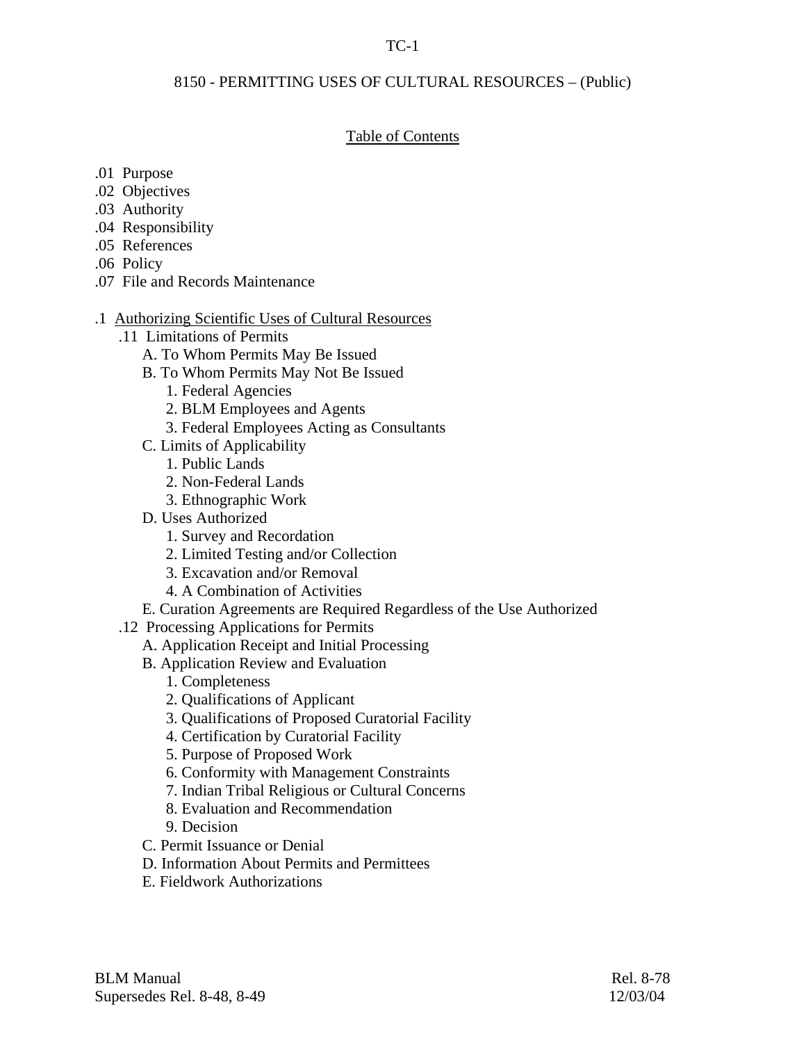# 8150 - PERMITTING USES OF CULTURAL RESOURCES – (Public)

## Table of Contents

.01 Purpose
.02 Objectives
.03 Authority
.04 Responsibility
.05 References
.06 Policy
.07 File and Records Maintenance

.1 Authorizing Scientific Uses of Cultural Resources
- .11 Limitations of Permits
  - A. To Whom Permits May Be Issued
  - B. To Whom Permits May Not Be Issued
    - 1. Federal Agencies
    - 2. BLM Employees and Agents
    - 3. Federal Employees Acting as Consultants
  - C. Limits of Applicability
    - 1. Public Lands
    - 2. Non-Federal Lands
    - 3. Ethnographic Work
  - D. Uses Authorized
    - 1. Survey and Recordation
    - 2. Limited Testing and/or Collection
    - 3. Excavation and/or Removal
    - 4. A Combination of Activities
  - E. Curation Agreements are Required Regardless of the Use Authorized
- .12 Processing Applications for Permits
  - A. Application Receipt and Initial Processing
  - B. Application Review and Evaluation
    - 1. Completeness
    - 2. Qualifications of Applicant
    - 3. Qualifications of Proposed Curatorial Facility
    - 4. Certification by Curatorial Facility
    - 5. Purpose of Proposed Work
    - 6. Conformity with Management Constraints
    - 7. Indian Tribal Religious or Cultural Concerns
    - 8. Evaluation and Recommendation
    - 9. Decision
  - C. Permit Issuance or Denial
  - D. Information About Permits and Permittees
  - E. Fieldwork Authorizations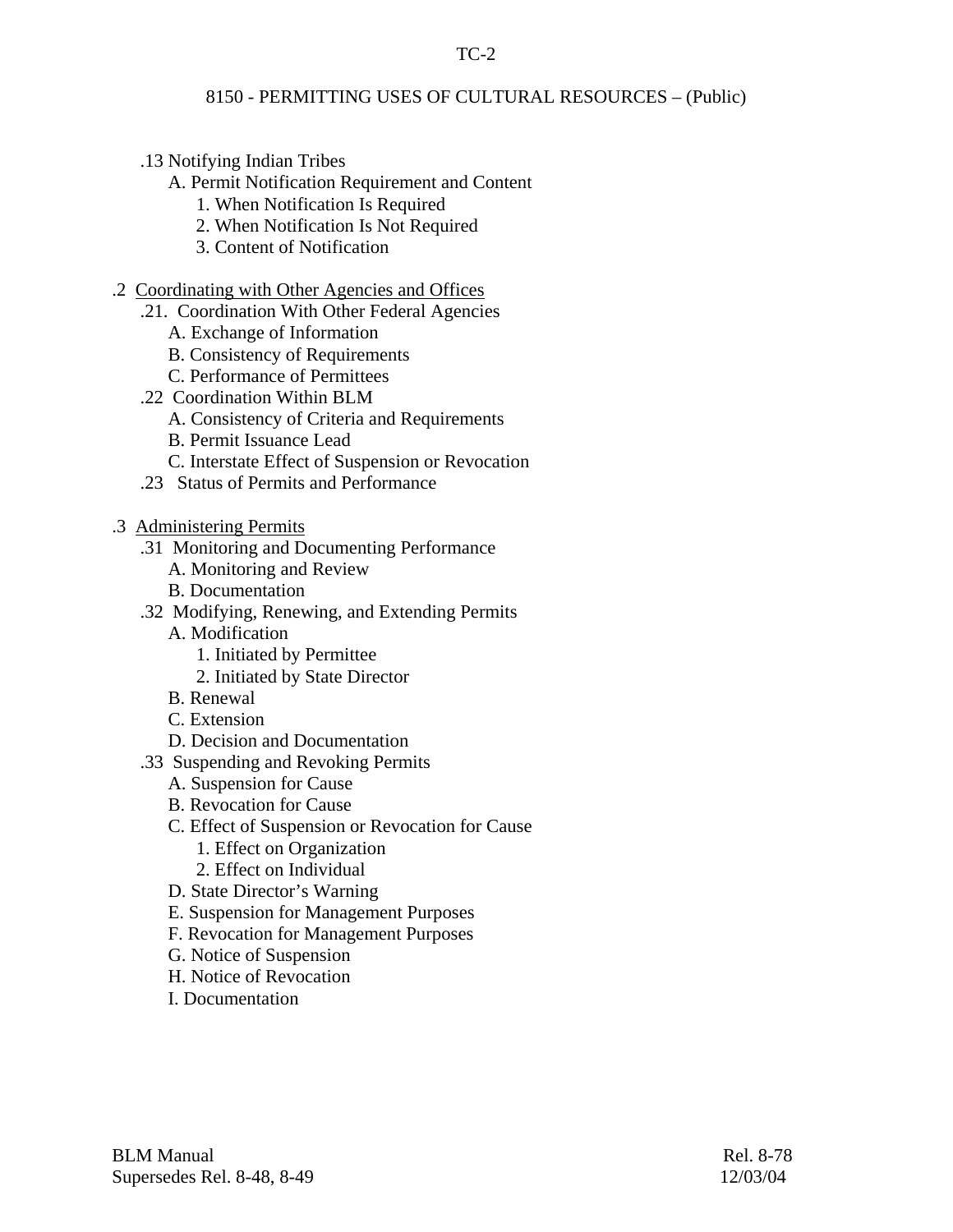.13 Notifying Indian Tribes
- A. Permit Notification Requirement and Content
  - 1. When Notification Is Required
  - 2. When Notification Is Not Required
  - 3. Content of Notification

.2 <u>Coordinating with Other Agencies and Offices</u>
- .21. Coordination With Other Federal Agencies
  - A. Exchange of Information
  - B. Consistency of Requirements
  - C. Performance of Permittees
- .22 Coordination Within BLM
  - A. Consistency of Criteria and Requirements
  - B. Permit Issuance Lead
  - C. Interstate Effect of Suspension or Revocation
- .23 Status of Permits and Performance

.3 <u>Administering Permits</u>
- .31 Monitoring and Documenting Performance
  - A. Monitoring and Review
  - B. Documentation
- .32 Modifying, Renewing, and Extending Permits
  - A. Modification
    - 1. Initiated by Permittee
    - 2. Initiated by State Director
  - B. Renewal
  - C. Extension
  - D. Decision and Documentation
- .33 Suspending and Revoking Permits
  - A. Suspension for Cause
  - B. Revocation for Cause
  - C. Effect of Suspension or Revocation for Cause
    - 1. Effect on Organization
    - 2. Effect on Individual
  - D. State Director's Warning
  - E. Suspension for Management Purposes
  - F. Revocation for Management Purposes
  - G. Notice of Suspension
  - H. Notice of Revocation
  - I. Documentation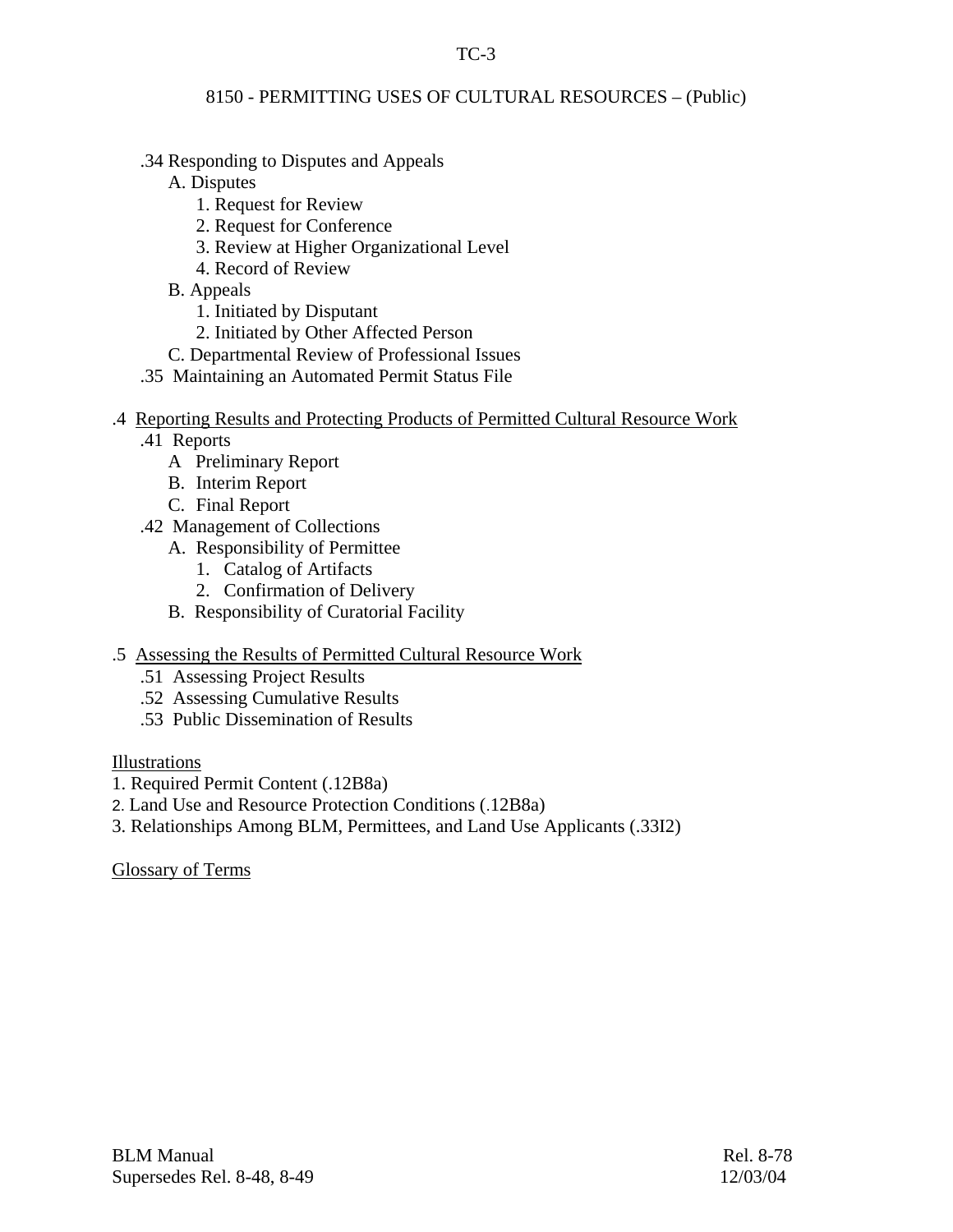8150 - PERMITTING USES OF CULTURAL RESOURCES – (Public)

- .34 Responding to Disputes and Appeals
  - A. Disputes
    - 1. Request for Review
    - 2. Request for Conference
    - 3. Review at Higher Organizational Level
    - 4. Record of Review
  - B. Appeals
    - 1. Initiated by Disputant
    - 2. Initiated by Other Affected Person
  - C. Departmental Review of Professional Issues
- .35 Maintaining an Automated Permit Status File

.4 Reporting Results and Protecting Products of Permitted Cultural Resource Work

- .41 Reports
  - A Preliminary Report
  - B. Interim Report
  - C. Final Report
- .42 Management of Collections
  - A. Responsibility of Permittee
    - 1. Catalog of Artifacts
    - 2. Confirmation of Delivery
  - B. Responsibility of Curatorial Facility

.5 Assessing the Results of Permitted Cultural Resource Work

- .51 Assessing Project Results
- .52 Assessing Cumulative Results
- .53 Public Dissemination of Results

Illustrations

1. Required Permit Content (.12B8a)
2. Land Use and Resource Protection Conditions (.12B8a)
3. Relationships Among BLM, Permittees, and Land Use Applicants (.33I2)

Glossary of Terms

BLM Manual
Supersedes Rel. 8-48, 8-49

Rel. 8-78
12/03/04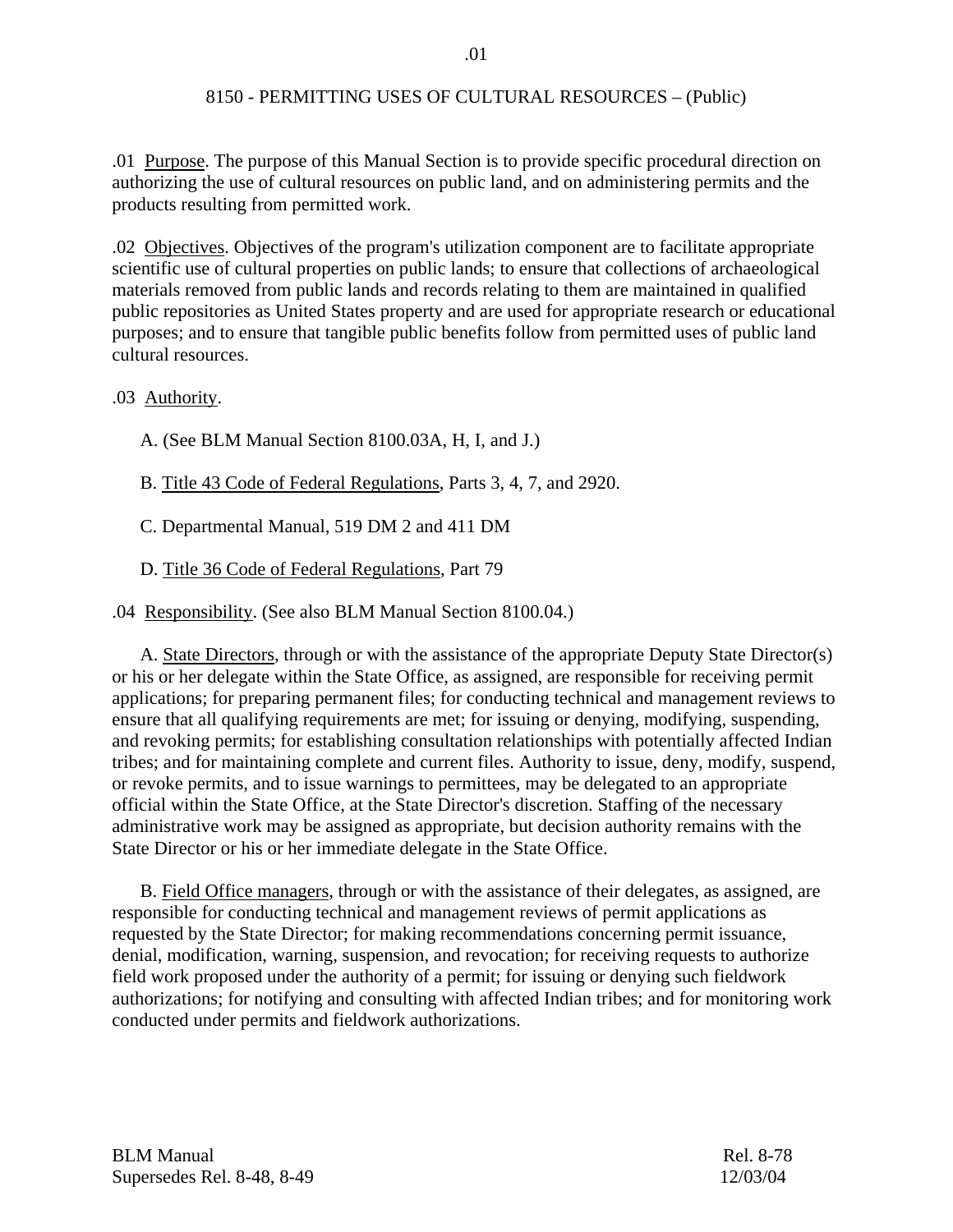# 8150 - PERMITTING USES OF CULTURAL RESOURCES – (Public)

.01 Purpose. The purpose of this Manual Section is to provide specific procedural direction on authorizing the use of cultural resources on public land, and on administering permits and the products resulting from permitted work.

.02 Objectives. Objectives of the program's utilization component are to facilitate appropriate scientific use of cultural properties on public lands; to ensure that collections of archaeological materials removed from public lands and records relating to them are maintained in qualified public repositories as United States property and are used for appropriate research or educational purposes; and to ensure that tangible public benefits follow from permitted uses of public land cultural resources.

.03 Authority.

A. (See BLM Manual Section 8100.03A, H, I, and J.)

B. Title 43 Code of Federal Regulations, Parts 3, 4, 7, and 2920.

C. Departmental Manual, 519 DM 2 and 411 DM

D. Title 36 Code of Federal Regulations, Part 79

.04 Responsibility. (See also BLM Manual Section 8100.04.)

A. State Directors, through or with the assistance of the appropriate Deputy State Director(s) or his or her delegate within the State Office, as assigned, are responsible for receiving permit applications; for preparing permanent files; for conducting technical and management reviews to ensure that all qualifying requirements are met; for issuing or denying, modifying, suspending, and revoking permits; for establishing consultation relationships with potentially affected Indian tribes; and for maintaining complete and current files. Authority to issue, deny, modify, suspend, or revoke permits, and to issue warnings to permittees, may be delegated to an appropriate official within the State Office, at the State Director's discretion. Staffing of the necessary administrative work may be assigned as appropriate, but decision authority remains with the State Director or his or her immediate delegate in the State Office.

B. Field Office managers, through or with the assistance of their delegates, as assigned, are responsible for conducting technical and management reviews of permit applications as requested by the State Director; for making recommendations concerning permit issuance, denial, modification, warning, suspension, and revocation; for receiving requests to authorize field work proposed under the authority of a permit; for issuing or denying such fieldwork authorizations; for notifying and consulting with affected Indian tribes; and for monitoring work conducted under permits and fieldwork authorizations.

BLM Manual Rel. 8-78
Supersedes Rel. 8-48, 8-49 12/03/04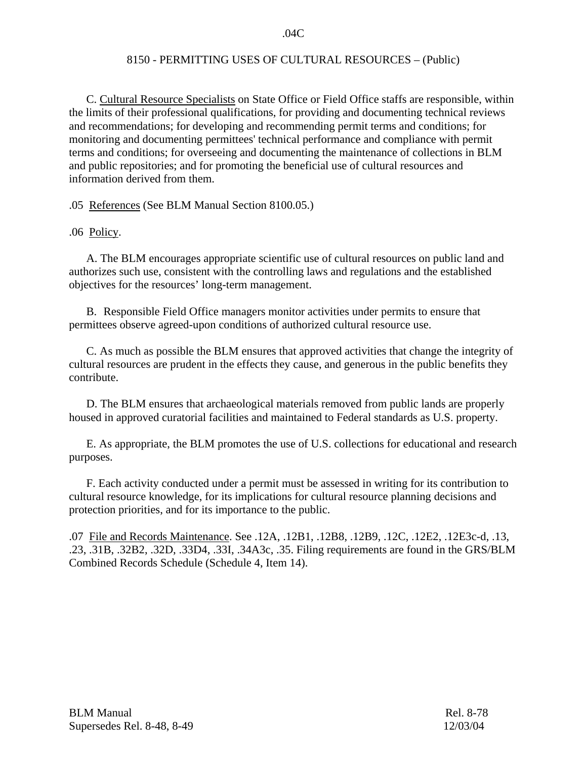C. Cultural Resource Specialists on State Office or Field Office staffs are responsible, within the limits of their professional qualifications, for providing and documenting technical reviews and recommendations; for developing and recommending permit terms and conditions; for monitoring and documenting permittees' technical performance and compliance with permit terms and conditions; for overseeing and documenting the maintenance of collections in BLM and public repositories; and for promoting the beneficial use of cultural resources and information derived from them.

.05 References (See BLM Manual Section 8100.05.)

.06 Policy.

A. The BLM encourages appropriate scientific use of cultural resources on public land and authorizes such use, consistent with the controlling laws and regulations and the established objectives for the resources' long-term management.

B. Responsible Field Office managers monitor activities under permits to ensure that permittees observe agreed-upon conditions of authorized cultural resource use.

C. As much as possible the BLM ensures that approved activities that change the integrity of cultural resources are prudent in the effects they cause, and generous in the public benefits they contribute.

D. The BLM ensures that archaeological materials removed from public lands are properly housed in approved curatorial facilities and maintained to Federal standards as U.S. property.

E. As appropriate, the BLM promotes the use of U.S. collections for educational and research purposes.

F. Each activity conducted under a permit must be assessed in writing for its contribution to cultural resource knowledge, for its implications for cultural resource planning decisions and protection priorities, and for its importance to the public.

.07 File and Records Maintenance. See .12A, .12B1, .12B8, .12B9, .12C, .12E2, .12E3c-d, .13, .23, .31B, .32B2, .32D, .33D4, .33I, .34A3c, .35. Filing requirements are found in the GRS/BLM Combined Records Schedule (Schedule 4, Item 14).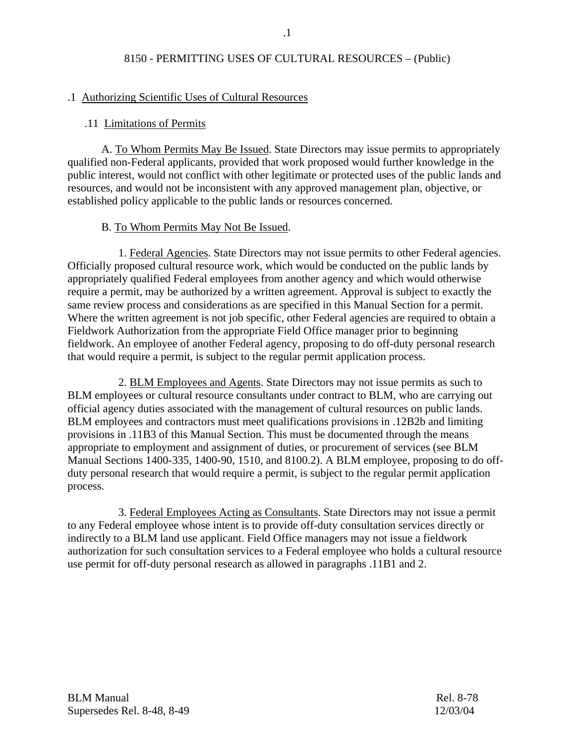## 8150 - PERMITTING USES OF CULTURAL RESOURCES – (Public)

### .1 Authorizing Scientific Uses of Cultural Resources

#### .11 Limitations of Permits

A. To Whom Permits May Be Issued. State Directors may issue permits to appropriately qualified non-Federal applicants, provided that work proposed would further knowledge in the public interest, would not conflict with other legitimate or protected uses of the public lands and resources, and would not be inconsistent with any approved management plan, objective, or established policy applicable to the public lands or resources concerned.

B. To Whom Permits May Not Be Issued.

1. Federal Agencies. State Directors may not issue permits to other Federal agencies. Officially proposed cultural resource work, which would be conducted on the public lands by appropriately qualified Federal employees from another agency and which would otherwise require a permit, may be authorized by a written agreement. Approval is subject to exactly the same review process and considerations as are specified in this Manual Section for a permit. Where the written agreement is not job specific, other Federal agencies are required to obtain a Fieldwork Authorization from the appropriate Field Office manager prior to beginning fieldwork. An employee of another Federal agency, proposing to do off-duty personal research that would require a permit, is subject to the regular permit application process.

2. BLM Employees and Agents. State Directors may not issue permits as such to BLM employees or cultural resource consultants under contract to BLM, who are carrying out official agency duties associated with the management of cultural resources on public lands. BLM employees and contractors must meet qualifications provisions in .12B2b and limiting provisions in .11B3 of this Manual Section. This must be documented through the means appropriate to employment and assignment of duties, or procurement of services (see BLM Manual Sections 1400-335, 1400-90, 1510, and 8100.2). A BLM employee, proposing to do off-duty personal research that would require a permit, is subject to the regular permit application process.

3. Federal Employees Acting as Consultants. State Directors may not issue a permit to any Federal employee whose intent is to provide off-duty consultation services directly or indirectly to a BLM land use applicant. Field Office managers may not issue a fieldwork authorization for such consultation services to a Federal employee who holds a cultural resource use permit for off-duty personal research as allowed in paragraphs .11B1 and 2.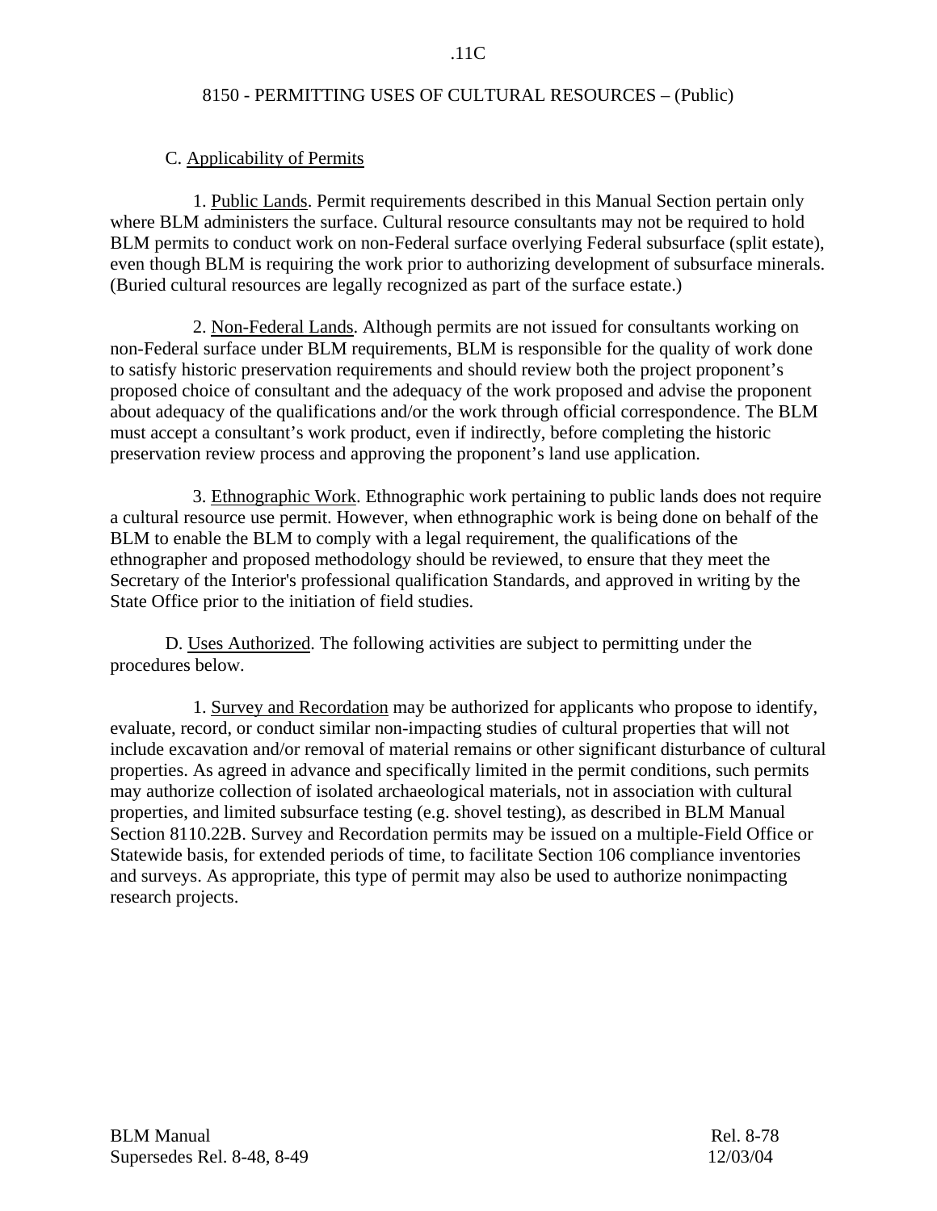C. Applicability of Permits

1. Public Lands. Permit requirements described in this Manual Section pertain only where BLM administers the surface. Cultural resource consultants may not be required to hold BLM permits to conduct work on non-Federal surface overlying Federal subsurface (split estate), even though BLM is requiring the work prior to authorizing development of subsurface minerals. (Buried cultural resources are legally recognized as part of the surface estate.)

2. Non-Federal Lands. Although permits are not issued for consultants working on non-Federal surface under BLM requirements, BLM is responsible for the quality of work done to satisfy historic preservation requirements and should review both the project proponent's proposed choice of consultant and the adequacy of the work proposed and advise the proponent about adequacy of the qualifications and/or the work through official correspondence. The BLM must accept a consultant's work product, even if indirectly, before completing the historic preservation review process and approving the proponent's land use application.

3. Ethnographic Work. Ethnographic work pertaining to public lands does not require a cultural resource use permit. However, when ethnographic work is being done on behalf of the BLM to enable the BLM to comply with a legal requirement, the qualifications of the ethnographer and proposed methodology should be reviewed, to ensure that they meet the Secretary of the Interior's professional qualification Standards, and approved in writing by the State Office prior to the initiation of field studies.

D. Uses Authorized. The following activities are subject to permitting under the procedures below.

1. Survey and Recordation may be authorized for applicants who propose to identify, evaluate, record, or conduct similar non-impacting studies of cultural properties that will not include excavation and/or removal of material remains or other significant disturbance of cultural properties. As agreed in advance and specifically limited in the permit conditions, such permits may authorize collection of isolated archaeological materials, not in association with cultural properties, and limited subsurface testing (e.g. shovel testing), as described in BLM Manual Section 8110.22B. Survey and Recordation permits may be issued on a multiple-Field Office or Statewide basis, for extended periods of time, to facilitate Section 106 compliance inventories and surveys. As appropriate, this type of permit may also be used to authorize nonimpacting research projects.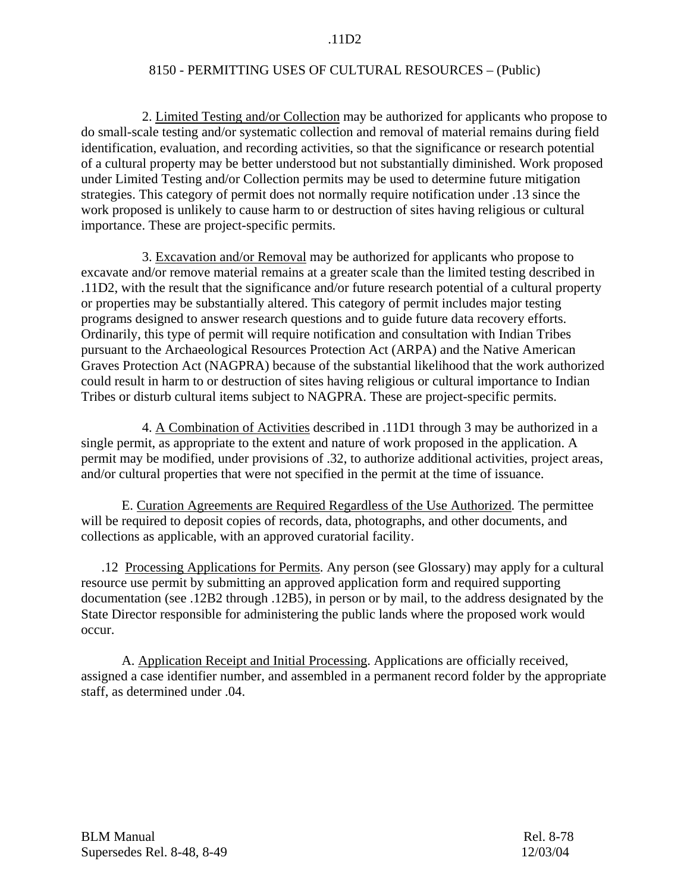2. Limited Testing and/or Collection may be authorized for applicants who propose to do small-scale testing and/or systematic collection and removal of material remains during field identification, evaluation, and recording activities, so that the significance or research potential of a cultural property may be better understood but not substantially diminished. Work proposed under Limited Testing and/or Collection permits may be used to determine future mitigation strategies. This category of permit does not normally require notification under .13 since the work proposed is unlikely to cause harm to or destruction of sites having religious or cultural importance. These are project-specific permits.

3. Excavation and/or Removal may be authorized for applicants who propose to excavate and/or remove material remains at a greater scale than the limited testing described in .11D2, with the result that the significance and/or future research potential of a cultural property or properties may be substantially altered. This category of permit includes major testing programs designed to answer research questions and to guide future data recovery efforts. Ordinarily, this type of permit will require notification and consultation with Indian Tribes pursuant to the Archaeological Resources Protection Act (ARPA) and the Native American Graves Protection Act (NAGPRA) because of the substantial likelihood that the work authorized could result in harm to or destruction of sites having religious or cultural importance to Indian Tribes or disturb cultural items subject to NAGPRA. These are project-specific permits.

4. A Combination of Activities described in .11D1 through 3 may be authorized in a single permit, as appropriate to the extent and nature of work proposed in the application. A permit may be modified, under provisions of .32, to authorize additional activities, project areas, and/or cultural properties that were not specified in the permit at the time of issuance.

E. Curation Agreements are Required Regardless of the Use Authorized. The permittee will be required to deposit copies of records, data, photographs, and other documents, and collections as applicable, with an approved curatorial facility.

.12 Processing Applications for Permits. Any person (see Glossary) may apply for a cultural resource use permit by submitting an approved application form and required supporting documentation (see .12B2 through .12B5), in person or by mail, to the address designated by the State Director responsible for administering the public lands where the proposed work would occur.

A. Application Receipt and Initial Processing. Applications are officially received, assigned a case identifier number, and assembled in a permanent record folder by the appropriate staff, as determined under .04.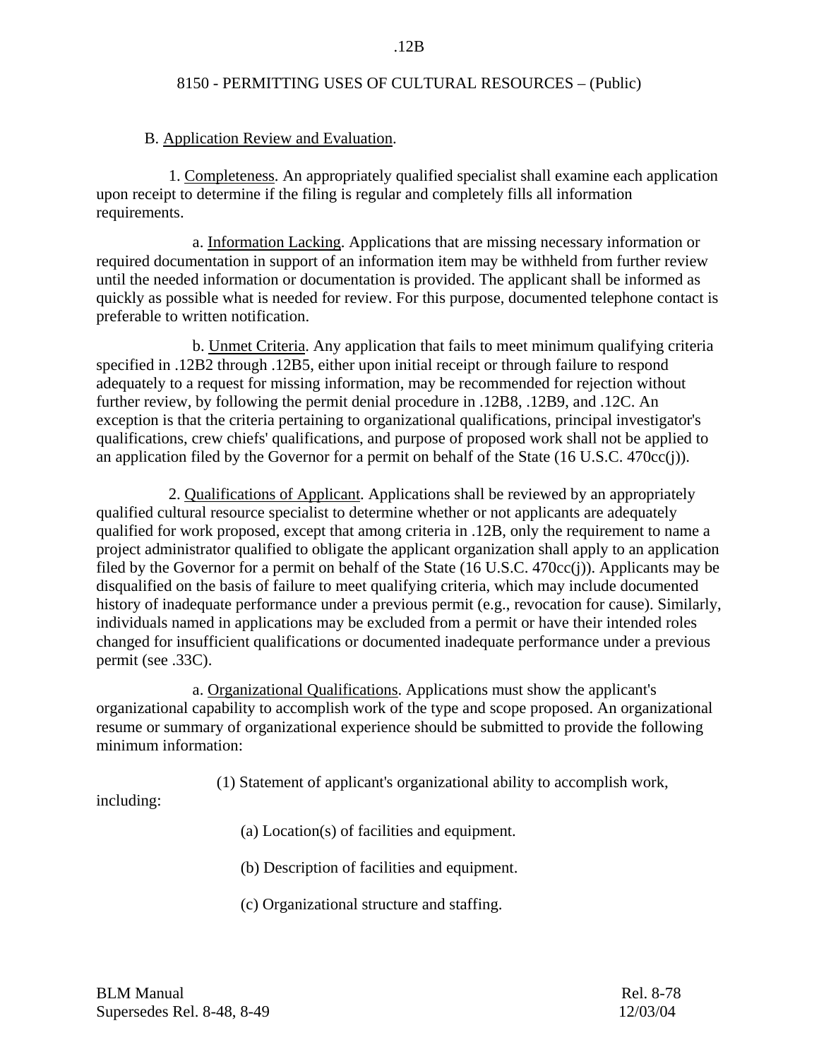B. Application Review and Evaluation.

1. Completeness. An appropriately qualified specialist shall examine each application upon receipt to determine if the filing is regular and completely fills all information requirements.

a. Information Lacking. Applications that are missing necessary information or required documentation in support of an information item may be withheld from further review until the needed information or documentation is provided. The applicant shall be informed as quickly as possible what is needed for review. For this purpose, documented telephone contact is preferable to written notification.

b. Unmet Criteria. Any application that fails to meet minimum qualifying criteria specified in .12B2 through .12B5, either upon initial receipt or through failure to respond adequately to a request for missing information, may be recommended for rejection without further review, by following the permit denial procedure in .12B8, .12B9, and .12C. An exception is that the criteria pertaining to organizational qualifications, principal investigator's qualifications, crew chiefs' qualifications, and purpose of proposed work shall not be applied to an application filed by the Governor for a permit on behalf of the State (16 U.S.C. 470cc(j)).

2. Qualifications of Applicant. Applications shall be reviewed by an appropriately qualified cultural resource specialist to determine whether or not applicants are adequately qualified for work proposed, except that among criteria in .12B, only the requirement to name a project administrator qualified to obligate the applicant organization shall apply to an application filed by the Governor for a permit on behalf of the State (16 U.S.C. 470cc(j)). Applicants may be disqualified on the basis of failure to meet qualifying criteria, which may include documented history of inadequate performance under a previous permit (e.g., revocation for cause). Similarly, individuals named in applications may be excluded from a permit or have their intended roles changed for insufficient qualifications or documented inadequate performance under a previous permit (see .33C).

a. Organizational Qualifications. Applications must show the applicant's organizational capability to accomplish work of the type and scope proposed. An organizational resume or summary of organizational experience should be submitted to provide the following minimum information:

(1) Statement of applicant's organizational ability to accomplish work, including:

(a) Location(s) of facilities and equipment.

(b) Description of facilities and equipment.

(c) Organizational structure and staffing.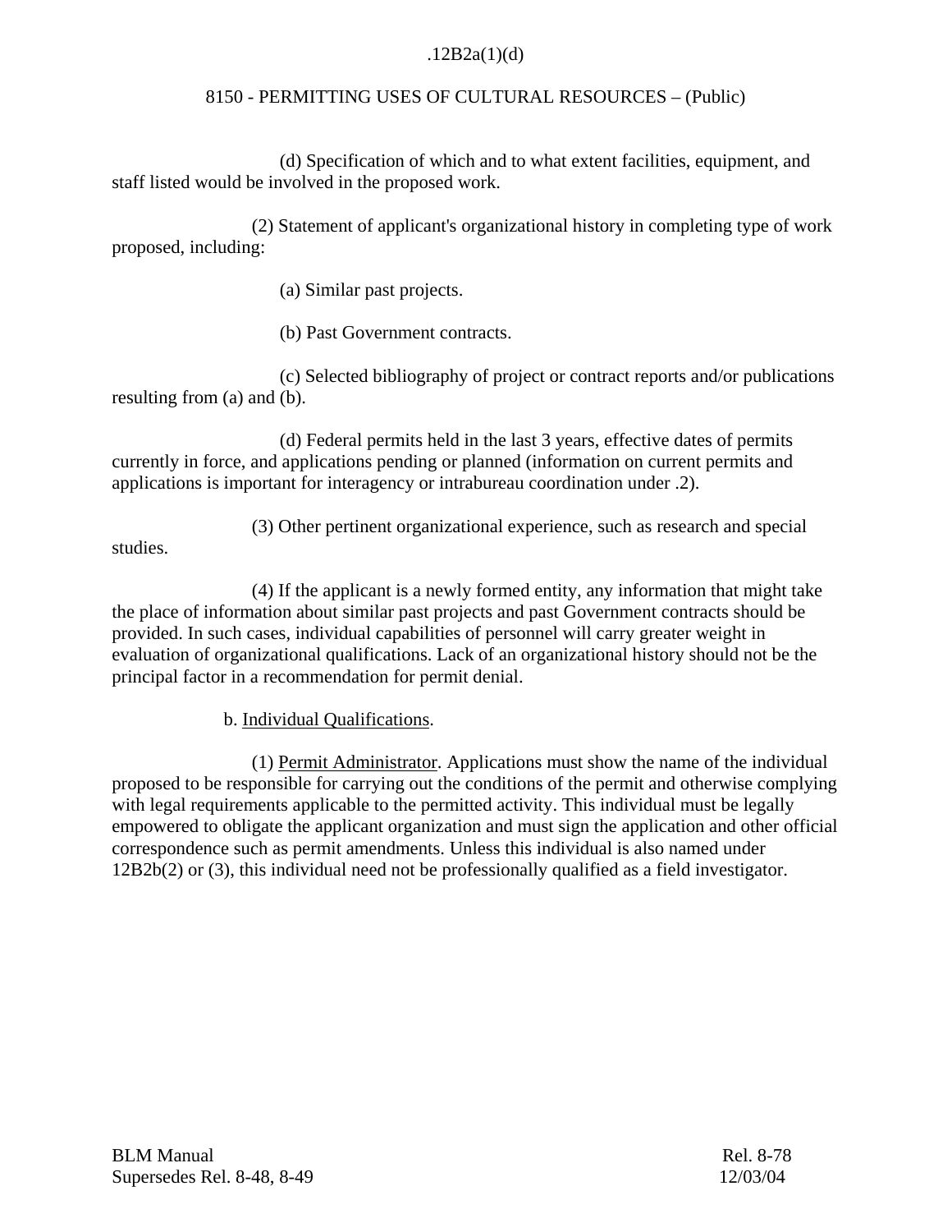(d) Specification of which and to what extent facilities, equipment, and staff listed would be involved in the proposed work.

(2) Statement of applicant's organizational history in completing type of work proposed, including:

(a) Similar past projects.

(b) Past Government contracts.

(c) Selected bibliography of project or contract reports and/or publications resulting from (a) and (b).

(d) Federal permits held in the last 3 years, effective dates of permits currently in force, and applications pending or planned (information on current permits and applications is important for interagency or intrabureau coordination under .2).

(3) Other pertinent organizational experience, such as research and special studies.

(4) If the applicant is a newly formed entity, any information that might take the place of information about similar past projects and past Government contracts should be provided. In such cases, individual capabilities of personnel will carry greater weight in evaluation of organizational qualifications. Lack of an organizational history should not be the principal factor in a recommendation for permit denial.

b. Individual Qualifications.

(1) Permit Administrator. Applications must show the name of the individual proposed to be responsible for carrying out the conditions of the permit and otherwise complying with legal requirements applicable to the permitted activity. This individual must be legally empowered to obligate the applicant organization and must sign the application and other official correspondence such as permit amendments. Unless this individual is also named under 12B2b(2) or (3), this individual need not be professionally qualified as a field investigator.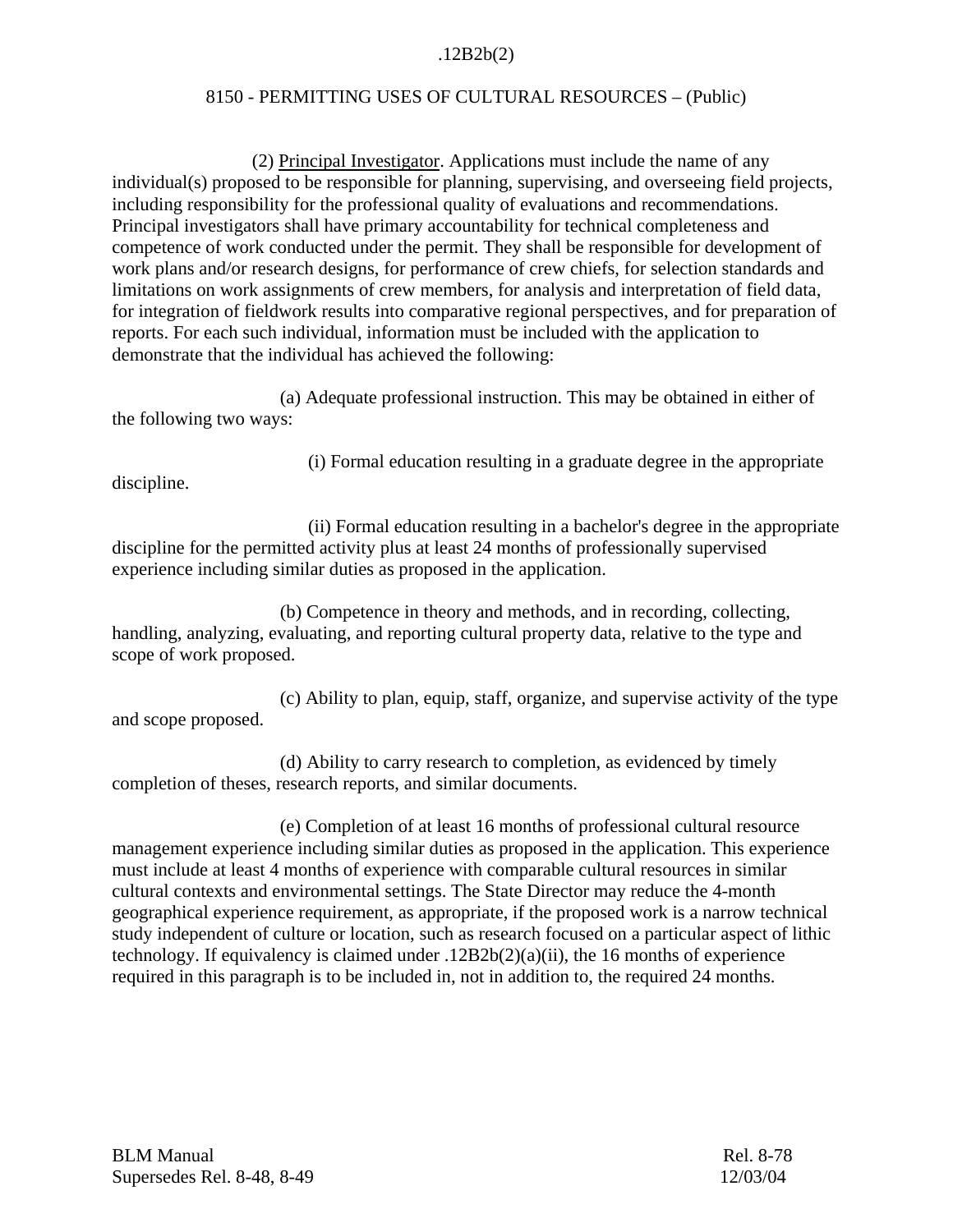(2) Principal Investigator. Applications must include the name of any individual(s) proposed to be responsible for planning, supervising, and overseeing field projects, including responsibility for the professional quality of evaluations and recommendations. Principal investigators shall have primary accountability for technical completeness and competence of work conducted under the permit. They shall be responsible for development of work plans and/or research designs, for performance of crew chiefs, for selection standards and limitations on work assignments of crew members, for analysis and interpretation of field data, for integration of fieldwork results into comparative regional perspectives, and for preparation of reports. For each such individual, information must be included with the application to demonstrate that the individual has achieved the following:

(a) Adequate professional instruction. This may be obtained in either of the following two ways:

(i) Formal education resulting in a graduate degree in the appropriate discipline.

(ii) Formal education resulting in a bachelor's degree in the appropriate discipline for the permitted activity plus at least 24 months of professionally supervised experience including similar duties as proposed in the application.

(b) Competence in theory and methods, and in recording, collecting, handling, analyzing, evaluating, and reporting cultural property data, relative to the type and scope of work proposed.

(c) Ability to plan, equip, staff, organize, and supervise activity of the type and scope proposed.

(d) Ability to carry research to completion, as evidenced by timely completion of theses, research reports, and similar documents.

(e) Completion of at least 16 months of professional cultural resource management experience including similar duties as proposed in the application. This experience must include at least 4 months of experience with comparable cultural resources in similar cultural contexts and environmental settings. The State Director may reduce the 4-month geographical experience requirement, as appropriate, if the proposed work is a narrow technical study independent of culture or location, such as research focused on a particular aspect of lithic technology. If equivalency is claimed under .12B2b(2)(a)(ii), the 16 months of experience required in this paragraph is to be included in, not in addition to, the required 24 months.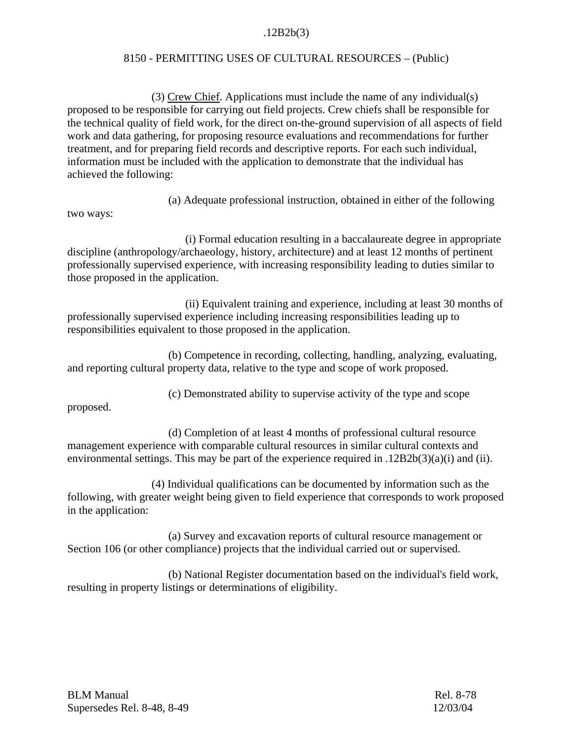(3) Crew Chief. Applications must include the name of any individual(s) proposed to be responsible for carrying out field projects. Crew chiefs shall be responsible for the technical quality of field work, for the direct on-the-ground supervision of all aspects of field work and data gathering, for proposing resource evaluations and recommendations for further treatment, and for preparing field records and descriptive reports. For each such individual, information must be included with the application to demonstrate that the individual has achieved the following:

(a) Adequate professional instruction, obtained in either of the following two ways:

(i) Formal education resulting in a baccalaureate degree in appropriate discipline (anthropology/archaeology, history, architecture) and at least 12 months of pertinent professionally supervised experience, with increasing responsibility leading to duties similar to those proposed in the application.

(ii) Equivalent training and experience, including at least 30 months of professionally supervised experience including increasing responsibilities leading up to responsibilities equivalent to those proposed in the application.

(b) Competence in recording, collecting, handling, analyzing, evaluating, and reporting cultural property data, relative to the type and scope of work proposed.

(c) Demonstrated ability to supervise activity of the type and scope proposed.

(d) Completion of at least 4 months of professional cultural resource management experience with comparable cultural resources in similar cultural contexts and environmental settings. This may be part of the experience required in .12B2b(3)(a)(i) and (ii).

(4) Individual qualifications can be documented by information such as the following, with greater weight being given to field experience that corresponds to work proposed in the application:

(a) Survey and excavation reports of cultural resource management or Section 106 (or other compliance) projects that the individual carried out or supervised.

(b) National Register documentation based on the individual's field work, resulting in property listings or determinations of eligibility.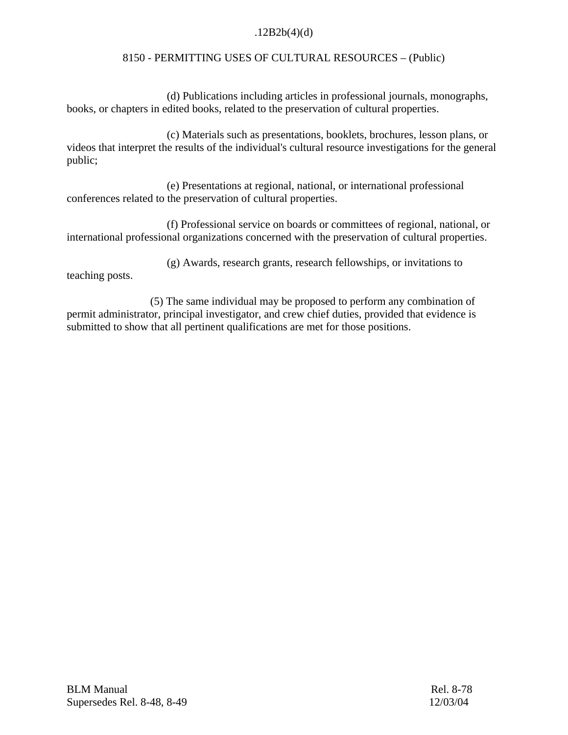(d) Publications including articles in professional journals, monographs, books, or chapters in edited books, related to the preservation of cultural properties.

(c) Materials such as presentations, booklets, brochures, lesson plans, or videos that interpret the results of the individual's cultural resource investigations for the general public;

(e) Presentations at regional, national, or international professional conferences related to the preservation of cultural properties.

(f) Professional service on boards or committees of regional, national, or international professional organizations concerned with the preservation of cultural properties.

(g) Awards, research grants, research fellowships, or invitations to teaching posts.

(5) The same individual may be proposed to perform any combination of permit administrator, principal investigator, and crew chief duties, provided that evidence is submitted to show that all pertinent qualifications are met for those positions.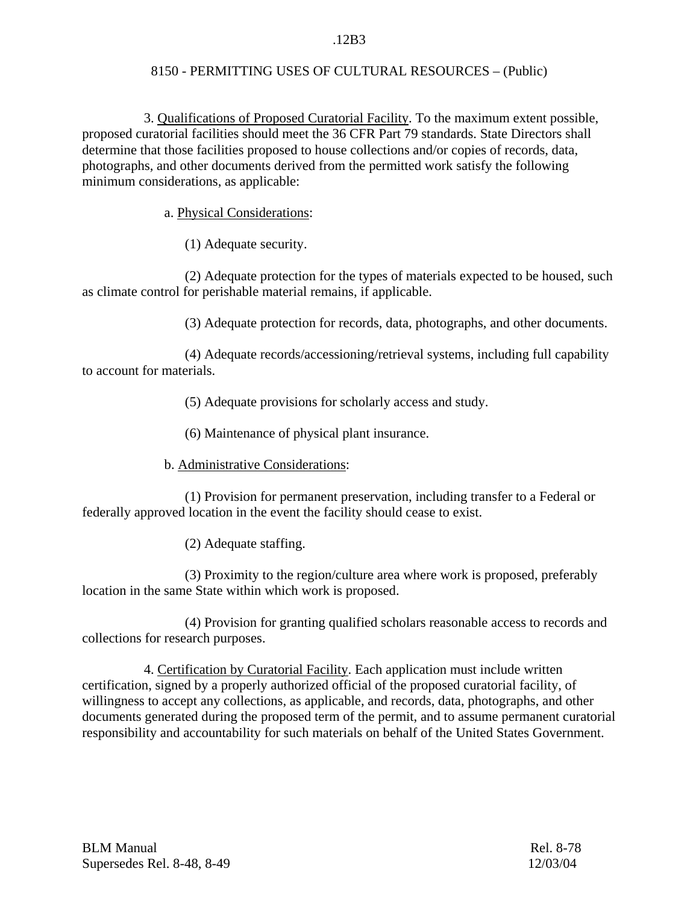3. Qualifications of Proposed Curatorial Facility. To the maximum extent possible, proposed curatorial facilities should meet the 36 CFR Part 79 standards. State Directors shall determine that those facilities proposed to house collections and/or copies of records, data, photographs, and other documents derived from the permitted work satisfy the following minimum considerations, as applicable:

a. Physical Considerations:

(1) Adequate security.

(2) Adequate protection for the types of materials expected to be housed, such as climate control for perishable material remains, if applicable.

(3) Adequate protection for records, data, photographs, and other documents.

(4) Adequate records/accessioning/retrieval systems, including full capability to account for materials.

(5) Adequate provisions for scholarly access and study.

(6) Maintenance of physical plant insurance.

b. Administrative Considerations:

(1) Provision for permanent preservation, including transfer to a Federal or federally approved location in the event the facility should cease to exist.

(2) Adequate staffing.

(3) Proximity to the region/culture area where work is proposed, preferably location in the same State within which work is proposed.

(4) Provision for granting qualified scholars reasonable access to records and collections for research purposes.

4. Certification by Curatorial Facility. Each application must include written certification, signed by a properly authorized official of the proposed curatorial facility, of willingness to accept any collections, as applicable, and records, data, photographs, and other documents generated during the proposed term of the permit, and to assume permanent curatorial responsibility and accountability for such materials on behalf of the United States Government.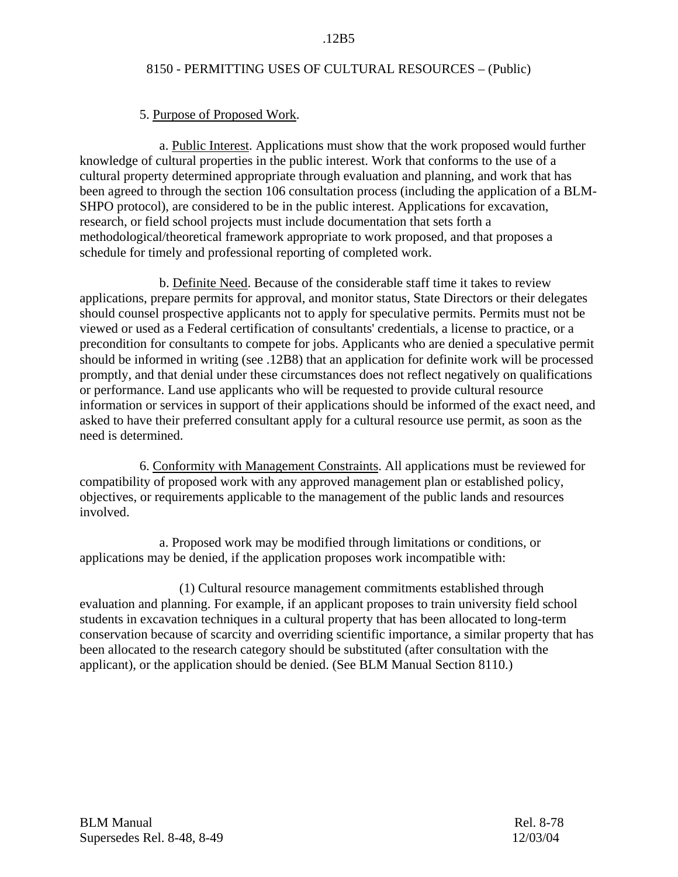5. Purpose of Proposed Work.

a. Public Interest. Applications must show that the work proposed would further knowledge of cultural properties in the public interest. Work that conforms to the use of a cultural property determined appropriate through evaluation and planning, and work that has been agreed to through the section 106 consultation process (including the application of a BLM-SHPO protocol), are considered to be in the public interest. Applications for excavation, research, or field school projects must include documentation that sets forth a methodological/theoretical framework appropriate to work proposed, and that proposes a schedule for timely and professional reporting of completed work.

b. Definite Need. Because of the considerable staff time it takes to review applications, prepare permits for approval, and monitor status, State Directors or their delegates should counsel prospective applicants not to apply for speculative permits. Permits must not be viewed or used as a Federal certification of consultants' credentials, a license to practice, or a precondition for consultants to compete for jobs. Applicants who are denied a speculative permit should be informed in writing (see .12B8) that an application for definite work will be processed promptly, and that denial under these circumstances does not reflect negatively on qualifications or performance. Land use applicants who will be requested to provide cultural resource information or services in support of their applications should be informed of the exact need, and asked to have their preferred consultant apply for a cultural resource use permit, as soon as the need is determined.

6. Conformity with Management Constraints. All applications must be reviewed for compatibility of proposed work with any approved management plan or established policy, objectives, or requirements applicable to the management of the public lands and resources involved.

a. Proposed work may be modified through limitations or conditions, or applications may be denied, if the application proposes work incompatible with:

(1) Cultural resource management commitments established through evaluation and planning. For example, if an applicant proposes to train university field school students in excavation techniques in a cultural property that has been allocated to long-term conservation because of scarcity and overriding scientific importance, a similar property that has been allocated to the research category should be substituted (after consultation with the applicant), or the application should be denied. (See BLM Manual Section 8110.)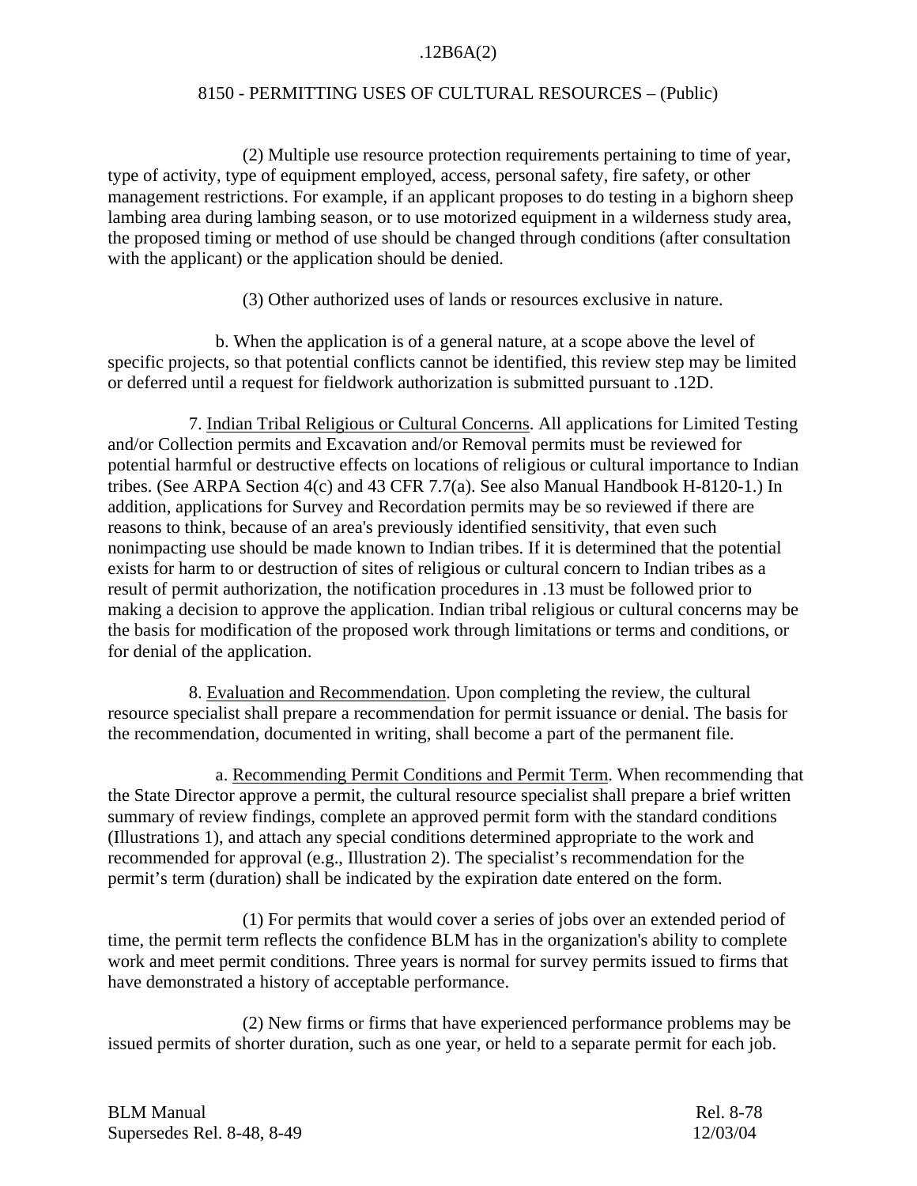(2) Multiple use resource protection requirements pertaining to time of year, type of activity, type of equipment employed, access, personal safety, fire safety, or other management restrictions. For example, if an applicant proposes to do testing in a bighorn sheep lambing area during lambing season, or to use motorized equipment in a wilderness study area, the proposed timing or method of use should be changed through conditions (after consultation with the applicant) or the application should be denied.

(3) Other authorized uses of lands or resources exclusive in nature.

b. When the application is of a general nature, at a scope above the level of specific projects, so that potential conflicts cannot be identified, this review step may be limited or deferred until a request for fieldwork authorization is submitted pursuant to .12D.

7. Indian Tribal Religious or Cultural Concerns. All applications for Limited Testing and/or Collection permits and Excavation and/or Removal permits must be reviewed for potential harmful or destructive effects on locations of religious or cultural importance to Indian tribes. (See ARPA Section 4(c) and 43 CFR 7.7(a). See also Manual Handbook H-8120-1.) In addition, applications for Survey and Recordation permits may be so reviewed if there are reasons to think, because of an area's previously identified sensitivity, that even such nonimpacting use should be made known to Indian tribes. If it is determined that the potential exists for harm to or destruction of sites of religious or cultural concern to Indian tribes as a result of permit authorization, the notification procedures in .13 must be followed prior to making a decision to approve the application. Indian tribal religious or cultural concerns may be the basis for modification of the proposed work through limitations or terms and conditions, or for denial of the application.

8. Evaluation and Recommendation. Upon completing the review, the cultural resource specialist shall prepare a recommendation for permit issuance or denial. The basis for the recommendation, documented in writing, shall become a part of the permanent file.

a. Recommending Permit Conditions and Permit Term. When recommending that the State Director approve a permit, the cultural resource specialist shall prepare a brief written summary of review findings, complete an approved permit form with the standard conditions (Illustrations 1), and attach any special conditions determined appropriate to the work and recommended for approval (e.g., Illustration 2). The specialist's recommendation for the permit's term (duration) shall be indicated by the expiration date entered on the form.

(1) For permits that would cover a series of jobs over an extended period of time, the permit term reflects the confidence BLM has in the organization's ability to complete work and meet permit conditions. Three years is normal for survey permits issued to firms that have demonstrated a history of acceptable performance.

(2) New firms or firms that have experienced performance problems may be issued permits of shorter duration, such as one year, or held to a separate permit for each job.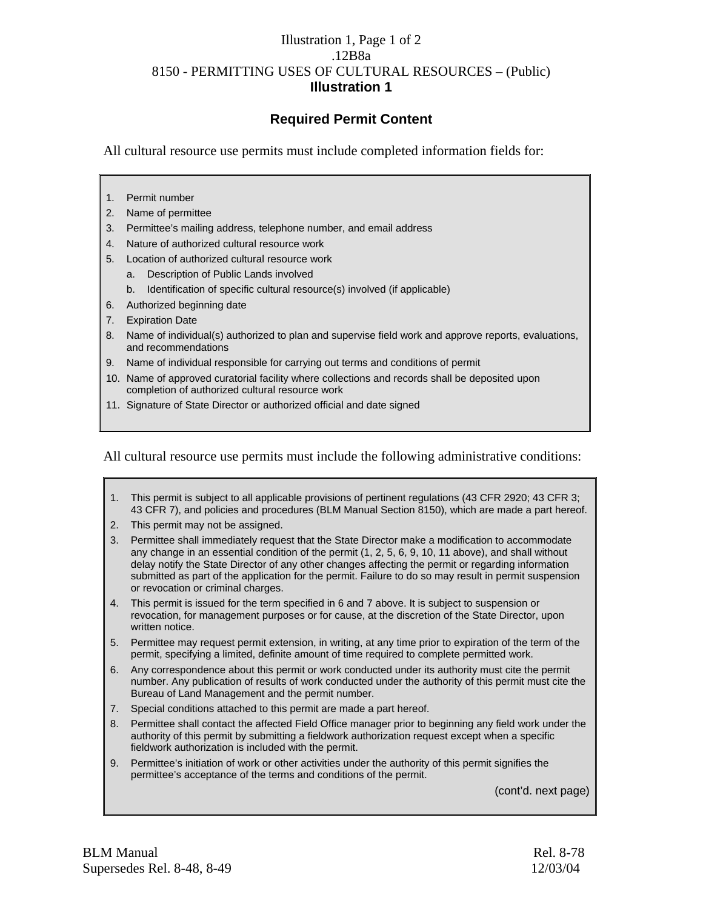# Illustration 1

## Required Permit Content

All cultural resource use permits must include completed information fields for:

1. Permit number
2. Name of permittee
3. Permittee's mailing address, telephone number, and email address
4. Nature of authorized cultural resource work
5. Location of authorized cultural resource work
   a. Description of Public Lands involved
   b. Identification of specific cultural resource(s) involved (if applicable)
6. Authorized beginning date
7. Expiration Date
8. Name of individual(s) authorized to plan and supervise field work and approve reports, evaluations, and recommendations
9. Name of individual responsible for carrying out terms and conditions of permit
10. Name of approved curatorial facility where collections and records shall be deposited upon completion of authorized cultural resource work
11. Signature of State Director or authorized official and date signed

All cultural resource use permits must include the following administrative conditions:

1. This permit is subject to all applicable provisions of pertinent regulations (43 CFR 2920; 43 CFR 3; 43 CFR 7), and policies and procedures (BLM Manual Section 8150), which are made a part hereof.
2. This permit may not be assigned.
3. Permittee shall immediately request that the State Director make a modification to accommodate any change in an essential condition of the permit (1, 2, 5, 6, 9, 10, 11 above), and shall without delay notify the State Director of any other changes affecting the permit or regarding information submitted as part of the application for the permit. Failure to do so may result in permit suspension or revocation or criminal charges.
4. This permit is issued for the term specified in 6 and 7 above. It is subject to suspension or revocation, for management purposes or for cause, at the discretion of the State Director, upon written notice.
5. Permittee may request permit extension, in writing, at any time prior to expiration of the term of the permit, specifying a limited, definite amount of time required to complete permitted work.
6. Any correspondence about this permit or work conducted under its authority must cite the permit number. Any publication of results of work conducted under the authority of this permit must cite the Bureau of Land Management and the permit number.
7. Special conditions attached to this permit are made a part hereof.
8. Permittee shall contact the affected Field Office manager prior to beginning any field work under the authority of this permit by submitting a fieldwork authorization request except when a specific fieldwork authorization is included with the permit.
9. Permittee's initiation of work or other activities under the authority of this permit signifies the permittee's acceptance of the terms and conditions of the permit.

(cont'd. next page)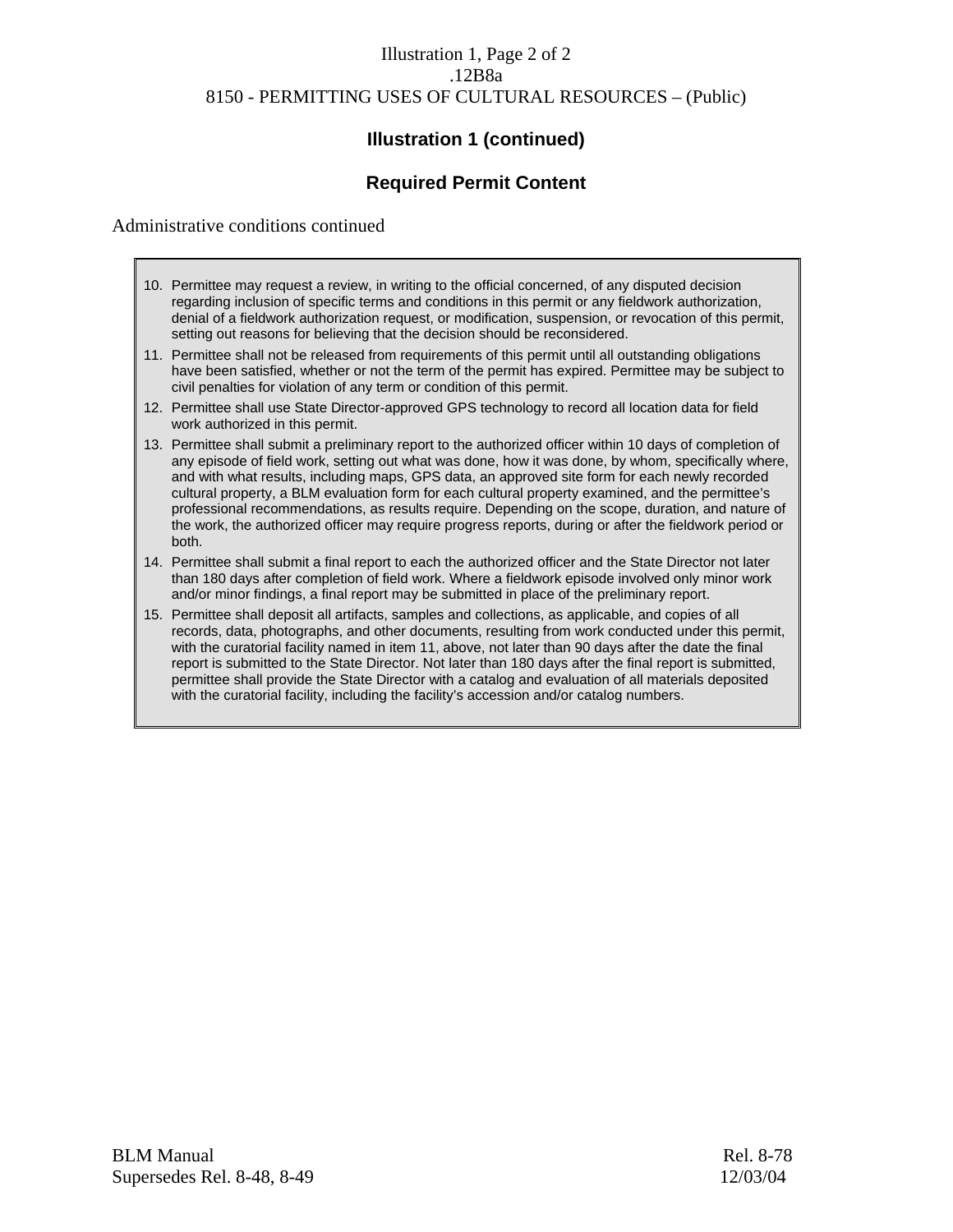## Illustration 1 (continued)

### Required Permit Content

Administrative conditions continued

10. Permittee may request a review, in writing to the official concerned, of any disputed decision regarding inclusion of specific terms and conditions in this permit or any fieldwork authorization, denial of a fieldwork authorization request, or modification, suspension, or revocation of this permit, setting out reasons for believing that the decision should be reconsidered.
11. Permittee shall not be released from requirements of this permit until all outstanding obligations have been satisfied, whether or not the term of the permit has expired. Permittee may be subject to civil penalties for violation of any term or condition of this permit.
12. Permittee shall use State Director-approved GPS technology to record all location data for field work authorized in this permit.
13. Permittee shall submit a preliminary report to the authorized officer within 10 days of completion of any episode of field work, setting out what was done, how it was done, by whom, specifically where, and with what results, including maps, GPS data, an approved site form for each newly recorded cultural property, a BLM evaluation form for each cultural property examined, and the permittee's professional recommendations, as results require. Depending on the scope, duration, and nature of the work, the authorized officer may require progress reports, during or after the fieldwork period or both.
14. Permittee shall submit a final report to each the authorized officer and the State Director not later than 180 days after completion of field work. Where a fieldwork episode involved only minor work and/or minor findings, a final report may be submitted in place of the preliminary report.
15. Permittee shall deposit all artifacts, samples and collections, as applicable, and copies of all records, data, photographs, and other documents, resulting from work conducted under this permit, with the curatorial facility named in item 11, above, not later than 90 days after the date the final report is submitted to the State Director. Not later than 180 days after the final report is submitted, permittee shall provide the State Director with a catalog and evaluation of all materials deposited with the curatorial facility, including the facility's accession and/or catalog numbers.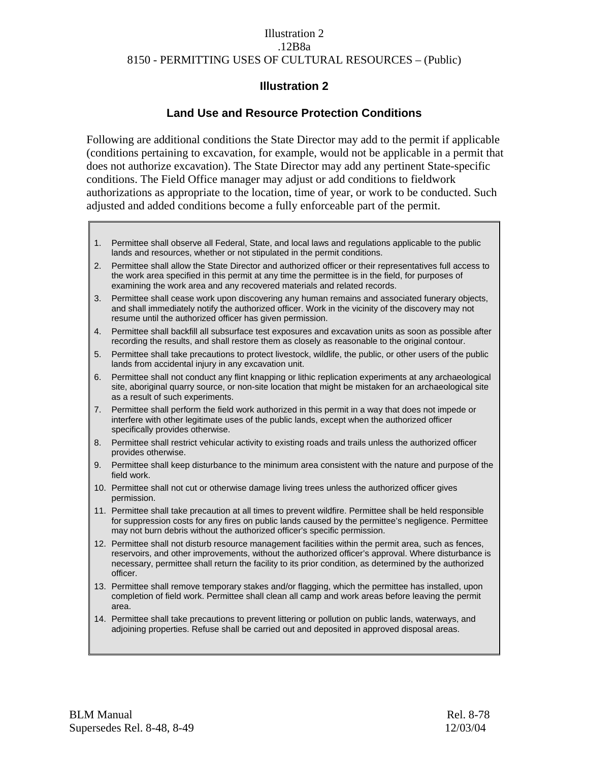## Illustration 2

### Land Use and Resource Protection Conditions

Following are additional conditions the State Director may add to the permit if applicable (conditions pertaining to excavation, for example, would not be applicable in a permit that does not authorize excavation). The State Director may add any pertinent State-specific conditions. The Field Office manager may adjust or add conditions to fieldwork authorizations as appropriate to the location, time of year, or work to be conducted. Such adjusted and added conditions become a fully enforceable part of the permit.

1. Permittee shall observe all Federal, State, and local laws and regulations applicable to the public lands and resources, whether or not stipulated in the permit conditions.
2. Permittee shall allow the State Director and authorized officer or their representatives full access to the work area specified in this permit at any time the permittee is in the field, for purposes of examining the work area and any recovered materials and related records.
3. Permittee shall cease work upon discovering any human remains and associated funerary objects, and shall immediately notify the authorized officer. Work in the vicinity of the discovery may not resume until the authorized officer has given permission.
4. Permittee shall backfill all subsurface test exposures and excavation units as soon as possible after recording the results, and shall restore them as closely as reasonable to the original contour.
5. Permittee shall take precautions to protect livestock, wildlife, the public, or other users of the public lands from accidental injury in any excavation unit.
6. Permittee shall not conduct any flint knapping or lithic replication experiments at any archaeological site, aboriginal quarry source, or non-site location that might be mistaken for an archaeological site as a result of such experiments.
7. Permittee shall perform the field work authorized in this permit in a way that does not impede or interfere with other legitimate uses of the public lands, except when the authorized officer specifically provides otherwise.
8. Permittee shall restrict vehicular activity to existing roads and trails unless the authorized officer provides otherwise.
9. Permittee shall keep disturbance to the minimum area consistent with the nature and purpose of the field work.
10. Permittee shall not cut or otherwise damage living trees unless the authorized officer gives permission.
11. Permittee shall take precaution at all times to prevent wildfire. Permittee shall be held responsible for suppression costs for any fires on public lands caused by the permittee's negligence. Permittee may not burn debris without the authorized officer's specific permission.
12. Permittee shall not disturb resource management facilities within the permit area, such as fences, reservoirs, and other improvements, without the authorized officer's approval. Where disturbance is necessary, permittee shall return the facility to its prior condition, as determined by the authorized officer.
13. Permittee shall remove temporary stakes and/or flagging, which the permittee has installed, upon completion of field work. Permittee shall clean all camp and work areas before leaving the permit area.
14. Permittee shall take precautions to prevent littering or pollution on public lands, waterways, and adjoining properties. Refuse shall be carried out and deposited in approved disposal areas.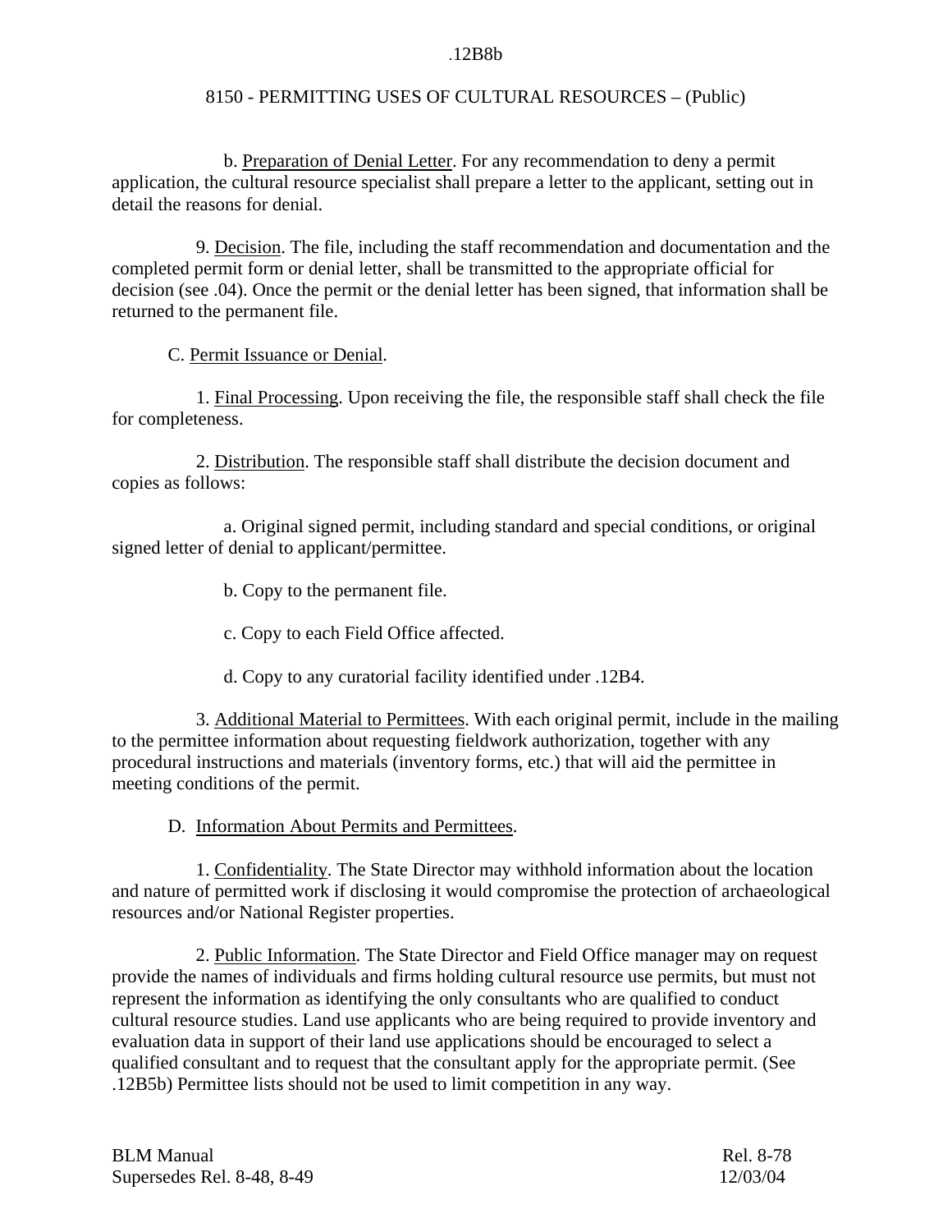b. Preparation of Denial Letter. For any recommendation to deny a permit application, the cultural resource specialist shall prepare a letter to the applicant, setting out in detail the reasons for denial.

9. Decision. The file, including the staff recommendation and documentation and the completed permit form or denial letter, shall be transmitted to the appropriate official for decision (see .04). Once the permit or the denial letter has been signed, that information shall be returned to the permanent file.

C. Permit Issuance or Denial.

1. Final Processing. Upon receiving the file, the responsible staff shall check the file for completeness.

2. Distribution. The responsible staff shall distribute the decision document and copies as follows:

a. Original signed permit, including standard and special conditions, or original signed letter of denial to applicant/permittee.

b. Copy to the permanent file.

c. Copy to each Field Office affected.

d. Copy to any curatorial facility identified under .12B4.

3. Additional Material to Permittees. With each original permit, include in the mailing to the permittee information about requesting fieldwork authorization, together with any procedural instructions and materials (inventory forms, etc.) that will aid the permittee in meeting conditions of the permit.

D. Information About Permits and Permittees.

1. Confidentiality. The State Director may withhold information about the location and nature of permitted work if disclosing it would compromise the protection of archaeological resources and/or National Register properties.

2. Public Information. The State Director and Field Office manager may on request provide the names of individuals and firms holding cultural resource use permits, but must not represent the information as identifying the only consultants who are qualified to conduct cultural resource studies. Land use applicants who are being required to provide inventory and evaluation data in support of their land use applications should be encouraged to select a qualified consultant and to request that the consultant apply for the appropriate permit. (See .12B5b) Permittee lists should not be used to limit competition in any way.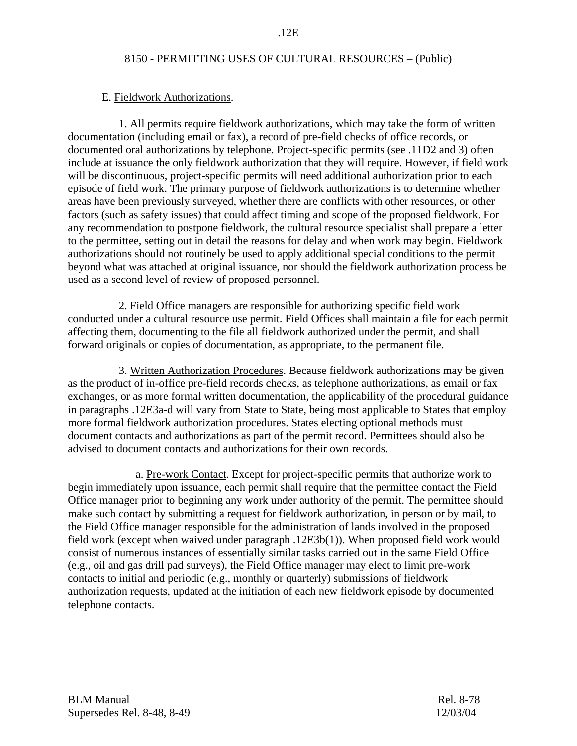E. Fieldwork Authorizations.

1. All permits require fieldwork authorizations, which may take the form of written documentation (including email or fax), a record of pre-field checks of office records, or documented oral authorizations by telephone. Project-specific permits (see .11D2 and 3) often include at issuance the only fieldwork authorization that they will require. However, if field work will be discontinuous, project-specific permits will need additional authorization prior to each episode of field work. The primary purpose of fieldwork authorizations is to determine whether areas have been previously surveyed, whether there are conflicts with other resources, or other factors (such as safety issues) that could affect timing and scope of the proposed fieldwork. For any recommendation to postpone fieldwork, the cultural resource specialist shall prepare a letter to the permittee, setting out in detail the reasons for delay and when work may begin. Fieldwork authorizations should not routinely be used to apply additional special conditions to the permit beyond what was attached at original issuance, nor should the fieldwork authorization process be used as a second level of review of proposed personnel.

2. Field Office managers are responsible for authorizing specific field work conducted under a cultural resource use permit. Field Offices shall maintain a file for each permit affecting them, documenting to the file all fieldwork authorized under the permit, and shall forward originals or copies of documentation, as appropriate, to the permanent file.

3. Written Authorization Procedures. Because fieldwork authorizations may be given as the product of in-office pre-field records checks, as telephone authorizations, as email or fax exchanges, or as more formal written documentation, the applicability of the procedural guidance in paragraphs .12E3a-d will vary from State to State, being most applicable to States that employ more formal fieldwork authorization procedures. States electing optional methods must document contacts and authorizations as part of the permit record. Permittees should also be advised to document contacts and authorizations for their own records.

a. Pre-work Contact. Except for project-specific permits that authorize work to begin immediately upon issuance, each permit shall require that the permittee contact the Field Office manager prior to beginning any work under authority of the permit. The permittee should make such contact by submitting a request for fieldwork authorization, in person or by mail, to the Field Office manager responsible for the administration of lands involved in the proposed field work (except when waived under paragraph .12E3b(1)). When proposed field work would consist of numerous instances of essentially similar tasks carried out in the same Field Office (e.g., oil and gas drill pad surveys), the Field Office manager may elect to limit pre-work contacts to initial and periodic (e.g., monthly or quarterly) submissions of fieldwork authorization requests, updated at the initiation of each new fieldwork episode by documented telephone contacts.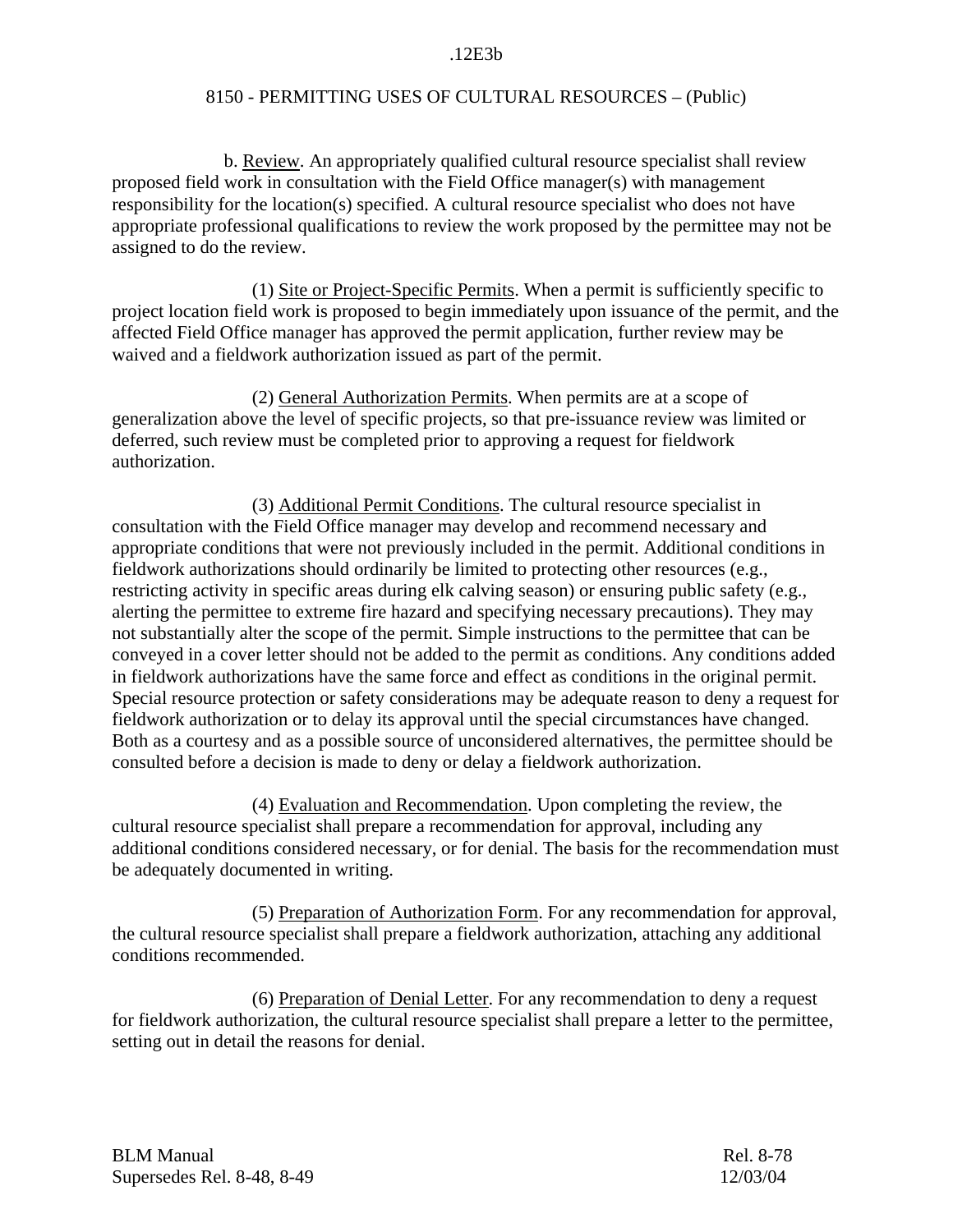b. Review. An appropriately qualified cultural resource specialist shall review proposed field work in consultation with the Field Office manager(s) with management responsibility for the location(s) specified. A cultural resource specialist who does not have appropriate professional qualifications to review the work proposed by the permittee may not be assigned to do the review.

(1) Site or Project-Specific Permits. When a permit is sufficiently specific to project location field work is proposed to begin immediately upon issuance of the permit, and the affected Field Office manager has approved the permit application, further review may be waived and a fieldwork authorization issued as part of the permit.

(2) General Authorization Permits. When permits are at a scope of generalization above the level of specific projects, so that pre-issuance review was limited or deferred, such review must be completed prior to approving a request for fieldwork authorization.

(3) Additional Permit Conditions. The cultural resource specialist in consultation with the Field Office manager may develop and recommend necessary and appropriate conditions that were not previously included in the permit. Additional conditions in fieldwork authorizations should ordinarily be limited to protecting other resources (e.g., restricting activity in specific areas during elk calving season) or ensuring public safety (e.g., alerting the permittee to extreme fire hazard and specifying necessary precautions). They may not substantially alter the scope of the permit. Simple instructions to the permittee that can be conveyed in a cover letter should not be added to the permit as conditions. Any conditions added in fieldwork authorizations have the same force and effect as conditions in the original permit. Special resource protection or safety considerations may be adequate reason to deny a request for fieldwork authorization or to delay its approval until the special circumstances have changed. Both as a courtesy and as a possible source of unconsidered alternatives, the permittee should be consulted before a decision is made to deny or delay a fieldwork authorization.

(4) Evaluation and Recommendation. Upon completing the review, the cultural resource specialist shall prepare a recommendation for approval, including any additional conditions considered necessary, or for denial. The basis for the recommendation must be adequately documented in writing.

(5) Preparation of Authorization Form. For any recommendation for approval, the cultural resource specialist shall prepare a fieldwork authorization, attaching any additional conditions recommended.

(6) Preparation of Denial Letter. For any recommendation to deny a request for fieldwork authorization, the cultural resource specialist shall prepare a letter to the permittee, setting out in detail the reasons for denial.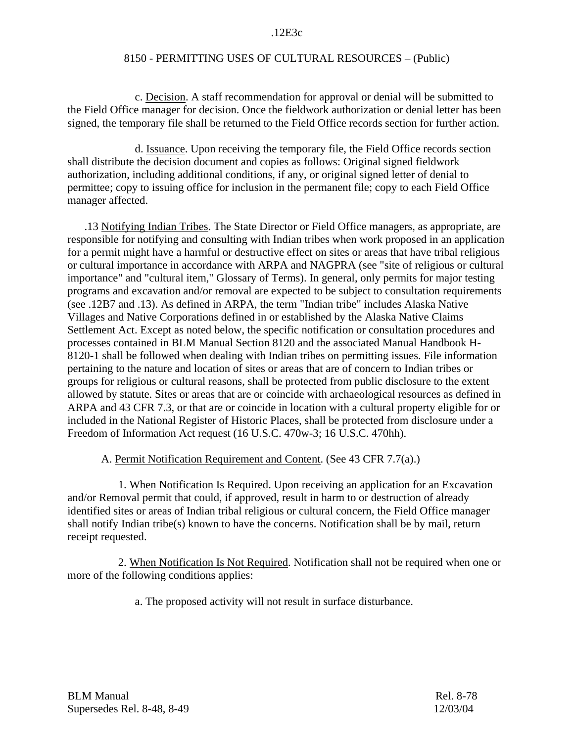c. Decision. A staff recommendation for approval or denial will be submitted to the Field Office manager for decision. Once the fieldwork authorization or denial letter has been signed, the temporary file shall be returned to the Field Office records section for further action.

d. Issuance. Upon receiving the temporary file, the Field Office records section shall distribute the decision document and copies as follows: Original signed fieldwork authorization, including additional conditions, if any, or original signed letter of denial to permittee; copy to issuing office for inclusion in the permanent file; copy to each Field Office manager affected.

.13 Notifying Indian Tribes. The State Director or Field Office managers, as appropriate, are responsible for notifying and consulting with Indian tribes when work proposed in an application for a permit might have a harmful or destructive effect on sites or areas that have tribal religious or cultural importance in accordance with ARPA and NAGPRA (see "site of religious or cultural importance" and "cultural item," Glossary of Terms). In general, only permits for major testing programs and excavation and/or removal are expected to be subject to consultation requirements (see .12B7 and .13). As defined in ARPA, the term "Indian tribe" includes Alaska Native Villages and Native Corporations defined in or established by the Alaska Native Claims Settlement Act. Except as noted below, the specific notification or consultation procedures and processes contained in BLM Manual Section 8120 and the associated Manual Handbook H-8120-1 shall be followed when dealing with Indian tribes on permitting issues. File information pertaining to the nature and location of sites or areas that are of concern to Indian tribes or groups for religious or cultural reasons, shall be protected from public disclosure to the extent allowed by statute. Sites or areas that are or coincide with archaeological resources as defined in ARPA and 43 CFR 7.3, or that are or coincide in location with a cultural property eligible for or included in the National Register of Historic Places, shall be protected from disclosure under a Freedom of Information Act request (16 U.S.C. 470w-3; 16 U.S.C. 470hh).

A. Permit Notification Requirement and Content. (See 43 CFR 7.7(a).)

1. When Notification Is Required. Upon receiving an application for an Excavation and/or Removal permit that could, if approved, result in harm to or destruction of already identified sites or areas of Indian tribal religious or cultural concern, the Field Office manager shall notify Indian tribe(s) known to have the concerns. Notification shall be by mail, return receipt requested.

2. When Notification Is Not Required. Notification shall not be required when one or more of the following conditions applies:

a. The proposed activity will not result in surface disturbance.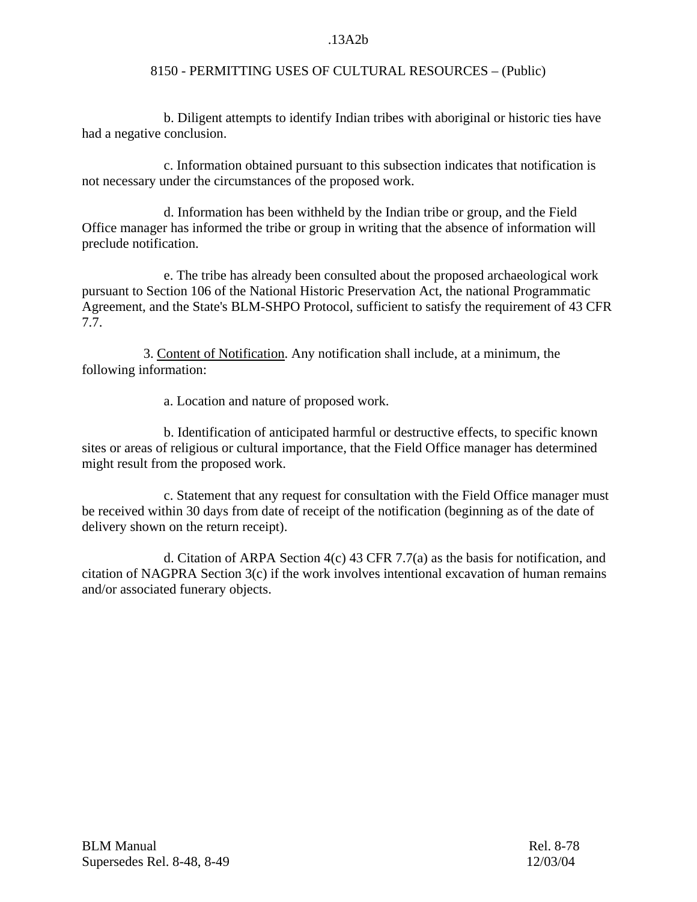b. Diligent attempts to identify Indian tribes with aboriginal or historic ties have had a negative conclusion.

c. Information obtained pursuant to this subsection indicates that notification is not necessary under the circumstances of the proposed work.

d. Information has been withheld by the Indian tribe or group, and the Field Office manager has informed the tribe or group in writing that the absence of information will preclude notification.

e. The tribe has already been consulted about the proposed archaeological work pursuant to Section 106 of the National Historic Preservation Act, the national Programmatic Agreement, and the State's BLM-SHPO Protocol, sufficient to satisfy the requirement of 43 CFR 7.7.

3. Content of Notification. Any notification shall include, at a minimum, the following information:

a. Location and nature of proposed work.

b. Identification of anticipated harmful or destructive effects, to specific known sites or areas of religious or cultural importance, that the Field Office manager has determined might result from the proposed work.

c. Statement that any request for consultation with the Field Office manager must be received within 30 days from date of receipt of the notification (beginning as of the date of delivery shown on the return receipt).

d. Citation of ARPA Section 4(c) 43 CFR 7.7(a) as the basis for notification, and citation of NAGPRA Section 3(c) if the work involves intentional excavation of human remains and/or associated funerary objects.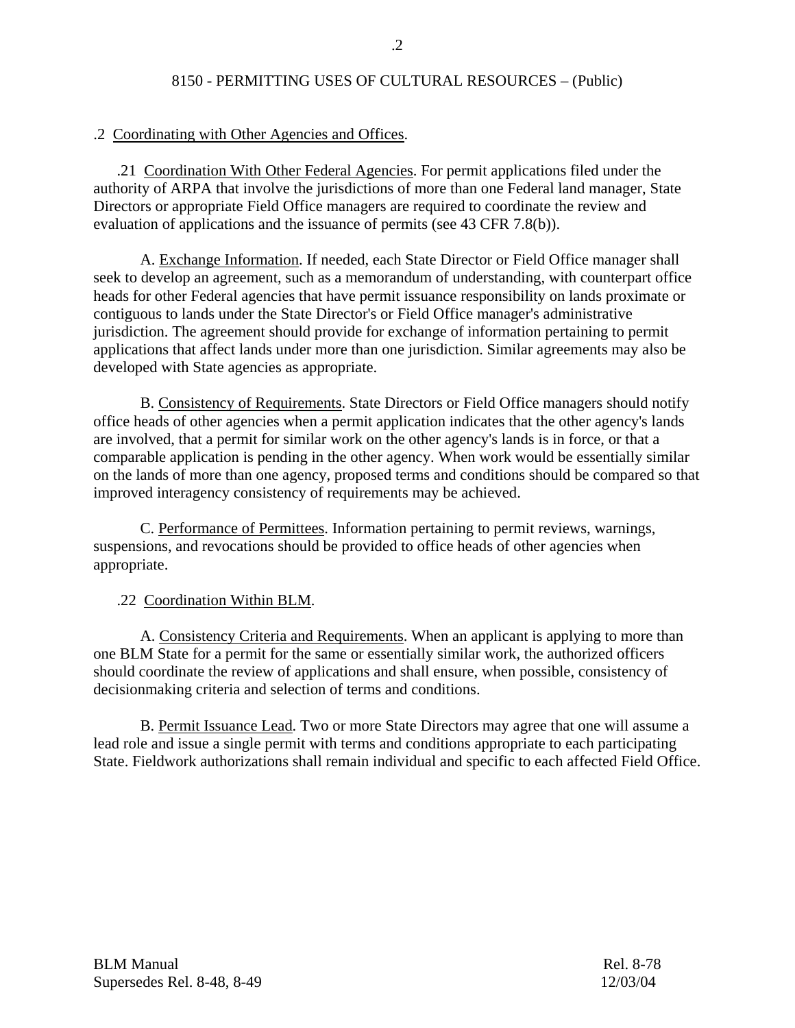## .2 Coordinating with Other Agencies and Offices.

.21 Coordination With Other Federal Agencies. For permit applications filed under the authority of ARPA that involve the jurisdictions of more than one Federal land manager, State Directors or appropriate Field Office managers are required to coordinate the review and evaluation of applications and the issuance of permits (see 43 CFR 7.8(b)).

A. Exchange Information. If needed, each State Director or Field Office manager shall seek to develop an agreement, such as a memorandum of understanding, with counterpart office heads for other Federal agencies that have permit issuance responsibility on lands proximate or contiguous to lands under the State Director's or Field Office manager's administrative jurisdiction. The agreement should provide for exchange of information pertaining to permit applications that affect lands under more than one jurisdiction. Similar agreements may also be developed with State agencies as appropriate.

B. Consistency of Requirements. State Directors or Field Office managers should notify office heads of other agencies when a permit application indicates that the other agency's lands are involved, that a permit for similar work on the other agency's lands is in force, or that a comparable application is pending in the other agency. When work would be essentially similar on the lands of more than one agency, proposed terms and conditions should be compared so that improved interagency consistency of requirements may be achieved.

C. Performance of Permittees. Information pertaining to permit reviews, warnings, suspensions, and revocations should be provided to office heads of other agencies when appropriate.

.22 Coordination Within BLM.

A. Consistency Criteria and Requirements. When an applicant is applying to more than one BLM State for a permit for the same or essentially similar work, the authorized officers should coordinate the review of applications and shall ensure, when possible, consistency of decisionmaking criteria and selection of terms and conditions.

B. Permit Issuance Lead. Two or more State Directors may agree that one will assume a lead role and issue a single permit with terms and conditions appropriate to each participating State. Fieldwork authorizations shall remain individual and specific to each affected Field Office.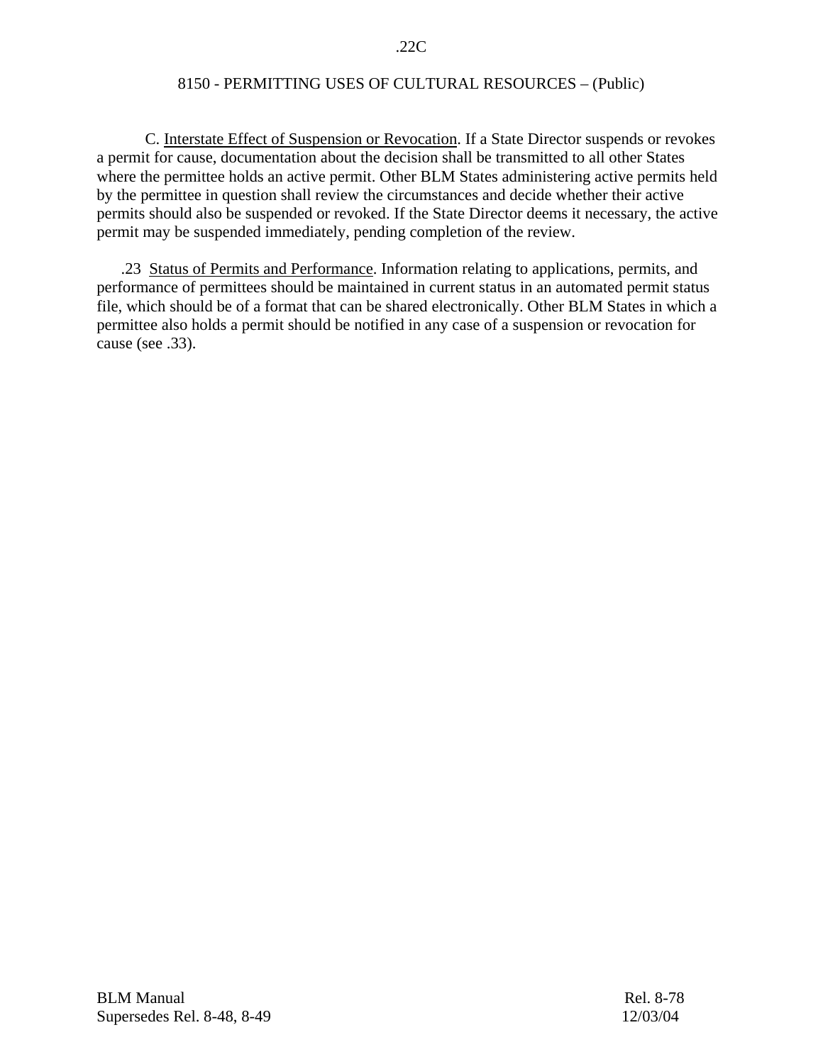C. Interstate Effect of Suspension or Revocation. If a State Director suspends or revokes a permit for cause, documentation about the decision shall be transmitted to all other States where the permittee holds an active permit. Other BLM States administering active permits held by the permittee in question shall review the circumstances and decide whether their active permits should also be suspended or revoked. If the State Director deems it necessary, the active permit may be suspended immediately, pending completion of the review.

.23 Status of Permits and Performance. Information relating to applications, permits, and performance of permittees should be maintained in current status in an automated permit status file, which should be of a format that can be shared electronically. Other BLM States in which a permittee also holds a permit should be notified in any case of a suspension or revocation for cause (see .33).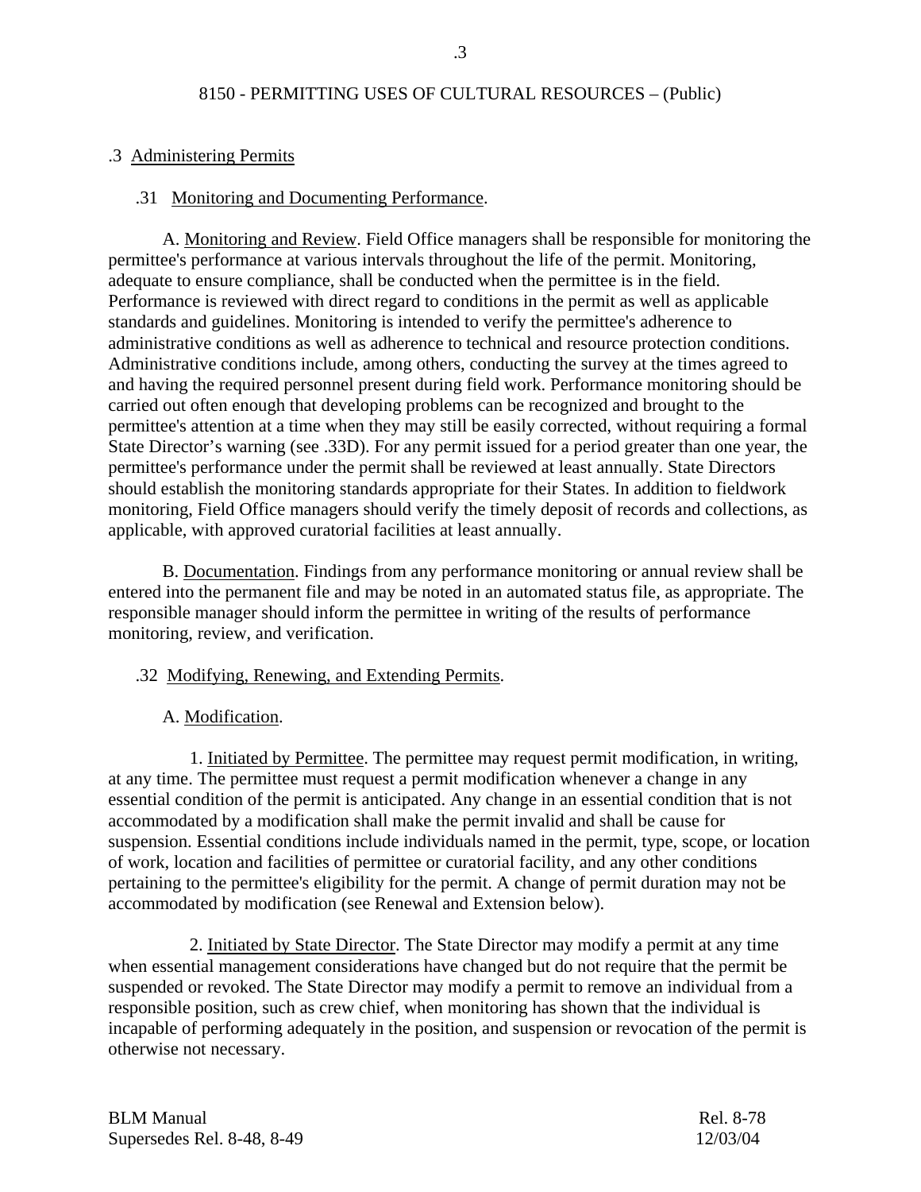## 8150 - PERMITTING USES OF CULTURAL RESOURCES – (Public)

### .3 Administering Permits

#### .31 Monitoring and Documenting Performance.

A. Monitoring and Review. Field Office managers shall be responsible for monitoring the permittee's performance at various intervals throughout the life of the permit. Monitoring, adequate to ensure compliance, shall be conducted when the permittee is in the field. Performance is reviewed with direct regard to conditions in the permit as well as applicable standards and guidelines. Monitoring is intended to verify the permittee's adherence to administrative conditions as well as adherence to technical and resource protection conditions. Administrative conditions include, among others, conducting the survey at the times agreed to and having the required personnel present during field work. Performance monitoring should be carried out often enough that developing problems can be recognized and brought to the permittee's attention at a time when they may still be easily corrected, without requiring a formal State Director's warning (see .33D). For any permit issued for a period greater than one year, the permittee's performance under the permit shall be reviewed at least annually. State Directors should establish the monitoring standards appropriate for their States. In addition to fieldwork monitoring, Field Office managers should verify the timely deposit of records and collections, as applicable, with approved curatorial facilities at least annually.

B. Documentation. Findings from any performance monitoring or annual review shall be entered into the permanent file and may be noted in an automated status file, as appropriate. The responsible manager should inform the permittee in writing of the results of performance monitoring, review, and verification.

#### .32 Modifying, Renewing, and Extending Permits.

A. Modification.

1. Initiated by Permittee. The permittee may request permit modification, in writing, at any time. The permittee must request a permit modification whenever a change in any essential condition of the permit is anticipated. Any change in an essential condition that is not accommodated by a modification shall make the permit invalid and shall be cause for suspension. Essential conditions include individuals named in the permit, type, scope, or location of work, location and facilities of permittee or curatorial facility, and any other conditions pertaining to the permittee's eligibility for the permit. A change of permit duration may not be accommodated by modification (see Renewal and Extension below).

2. Initiated by State Director. The State Director may modify a permit at any time when essential management considerations have changed but do not require that the permit be suspended or revoked. The State Director may modify a permit to remove an individual from a responsible position, such as crew chief, when monitoring has shown that the individual is incapable of performing adequately in the position, and suspension or revocation of the permit is otherwise not necessary.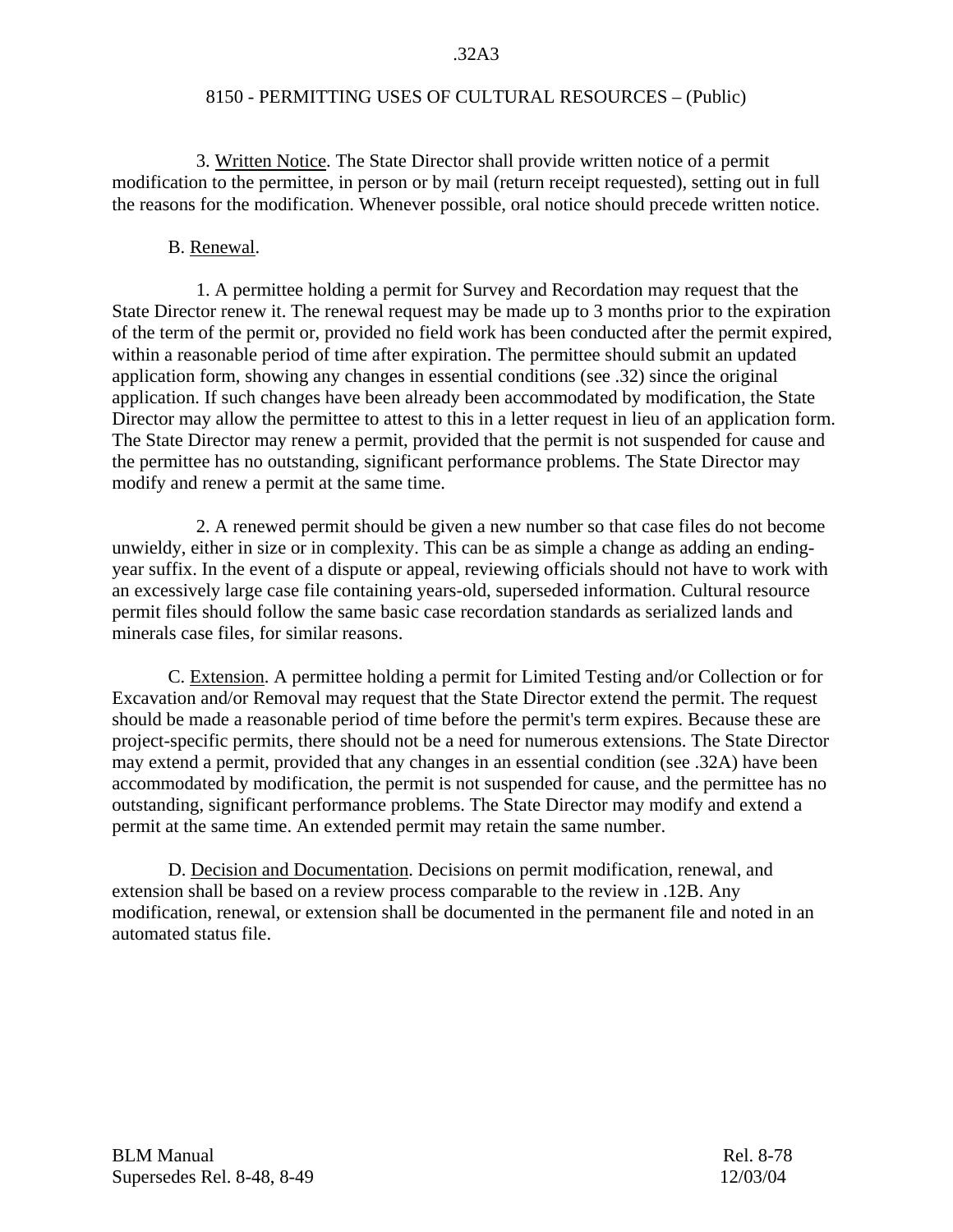3. Written Notice. The State Director shall provide written notice of a permit modification to the permittee, in person or by mail (return receipt requested), setting out in full the reasons for the modification. Whenever possible, oral notice should precede written notice.

B. Renewal.

1. A permittee holding a permit for Survey and Recordation may request that the State Director renew it. The renewal request may be made up to 3 months prior to the expiration of the term of the permit or, provided no field work has been conducted after the permit expired, within a reasonable period of time after expiration. The permittee should submit an updated application form, showing any changes in essential conditions (see .32) since the original application. If such changes have been already been accommodated by modification, the State Director may allow the permittee to attest to this in a letter request in lieu of an application form. The State Director may renew a permit, provided that the permit is not suspended for cause and the permittee has no outstanding, significant performance problems. The State Director may modify and renew a permit at the same time.

2. A renewed permit should be given a new number so that case files do not become unwieldy, either in size or in complexity. This can be as simple a change as adding an ending-year suffix. In the event of a dispute or appeal, reviewing officials should not have to work with an excessively large case file containing years-old, superseded information. Cultural resource permit files should follow the same basic case recordation standards as serialized lands and minerals case files, for similar reasons.

C. Extension. A permittee holding a permit for Limited Testing and/or Collection or for Excavation and/or Removal may request that the State Director extend the permit. The request should be made a reasonable period of time before the permit's term expires. Because these are project-specific permits, there should not be a need for numerous extensions. The State Director may extend a permit, provided that any changes in an essential condition (see .32A) have been accommodated by modification, the permit is not suspended for cause, and the permittee has no outstanding, significant performance problems. The State Director may modify and extend a permit at the same time. An extended permit may retain the same number.

D. Decision and Documentation. Decisions on permit modification, renewal, and extension shall be based on a review process comparable to the review in .12B. Any modification, renewal, or extension shall be documented in the permanent file and noted in an automated status file.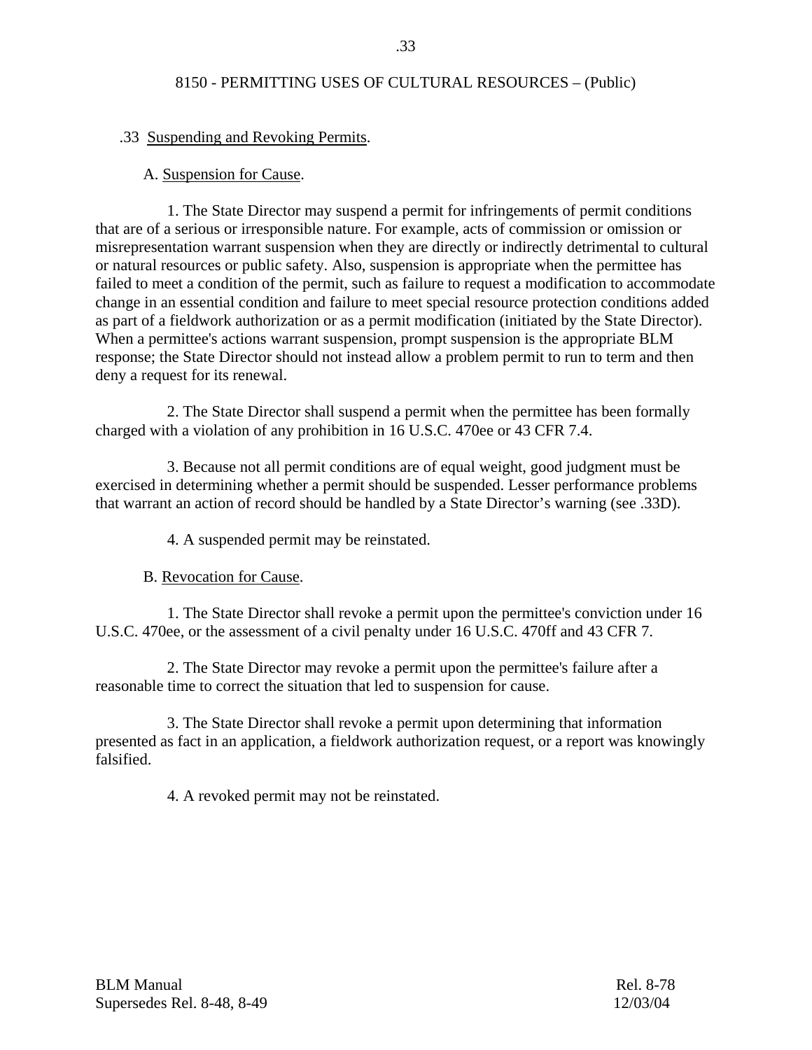### .33 Suspending and Revoking Permits.

A. Suspension for Cause.

1. The State Director may suspend a permit for infringements of permit conditions that are of a serious or irresponsible nature. For example, acts of commission or omission or misrepresentation warrant suspension when they are directly or indirectly detrimental to cultural or natural resources or public safety. Also, suspension is appropriate when the permittee has failed to meet a condition of the permit, such as failure to request a modification to accommodate change in an essential condition and failure to meet special resource protection conditions added as part of a fieldwork authorization or as a permit modification (initiated by the State Director). When a permittee's actions warrant suspension, prompt suspension is the appropriate BLM response; the State Director should not instead allow a problem permit to run to term and then deny a request for its renewal.

2. The State Director shall suspend a permit when the permittee has been formally charged with a violation of any prohibition in 16 U.S.C. 470ee or 43 CFR 7.4.

3. Because not all permit conditions are of equal weight, good judgment must be exercised in determining whether a permit should be suspended. Lesser performance problems that warrant an action of record should be handled by a State Director's warning (see .33D).

4. A suspended permit may be reinstated.

B. Revocation for Cause.

1. The State Director shall revoke a permit upon the permittee's conviction under 16 U.S.C. 470ee, or the assessment of a civil penalty under 16 U.S.C. 470ff and 43 CFR 7.

2. The State Director may revoke a permit upon the permittee's failure after a reasonable time to correct the situation that led to suspension for cause.

3. The State Director shall revoke a permit upon determining that information presented as fact in an application, a fieldwork authorization request, or a report was knowingly falsified.

4. A revoked permit may not be reinstated.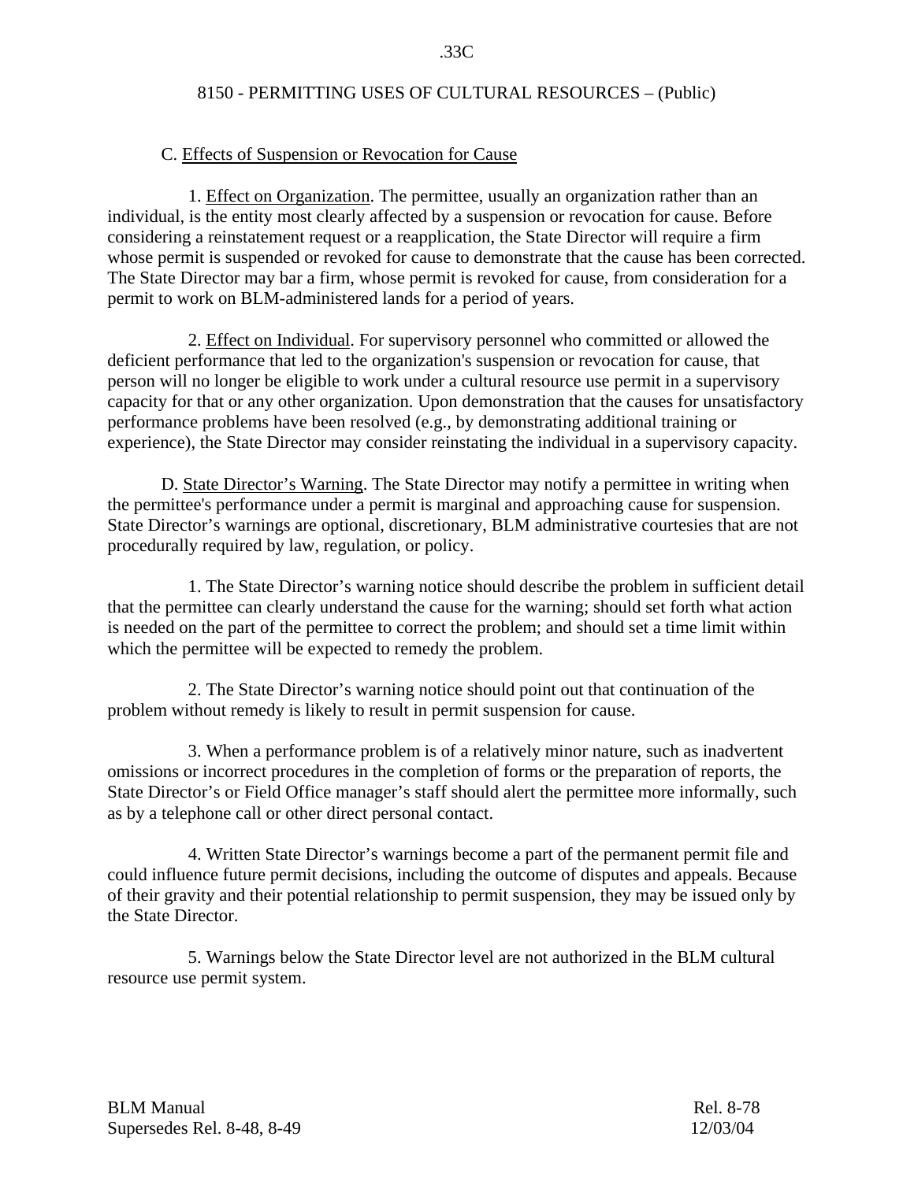C. Effects of Suspension or Revocation for Cause

1. Effect on Organization. The permittee, usually an organization rather than an individual, is the entity most clearly affected by a suspension or revocation for cause. Before considering a reinstatement request or a reapplication, the State Director will require a firm whose permit is suspended or revoked for cause to demonstrate that the cause has been corrected. The State Director may bar a firm, whose permit is revoked for cause, from consideration for a permit to work on BLM-administered lands for a period of years.

2. Effect on Individual. For supervisory personnel who committed or allowed the deficient performance that led to the organization's suspension or revocation for cause, that person will no longer be eligible to work under a cultural resource use permit in a supervisory capacity for that or any other organization. Upon demonstration that the causes for unsatisfactory performance problems have been resolved (e.g., by demonstrating additional training or experience), the State Director may consider reinstating the individual in a supervisory capacity.

D. State Director's Warning. The State Director may notify a permittee in writing when the permittee's performance under a permit is marginal and approaching cause for suspension. State Director's warnings are optional, discretionary, BLM administrative courtesies that are not procedurally required by law, regulation, or policy.

1. The State Director's warning notice should describe the problem in sufficient detail that the permittee can clearly understand the cause for the warning; should set forth what action is needed on the part of the permittee to correct the problem; and should set a time limit within which the permittee will be expected to remedy the problem.

2. The State Director's warning notice should point out that continuation of the problem without remedy is likely to result in permit suspension for cause.

3. When a performance problem is of a relatively minor nature, such as inadvertent omissions or incorrect procedures in the completion of forms or the preparation of reports, the State Director's or Field Office manager's staff should alert the permittee more informally, such as by a telephone call or other direct personal contact.

4. Written State Director's warnings become a part of the permanent permit file and could influence future permit decisions, including the outcome of disputes and appeals. Because of their gravity and their potential relationship to permit suspension, they may be issued only by the State Director.

5. Warnings below the State Director level are not authorized in the BLM cultural resource use permit system.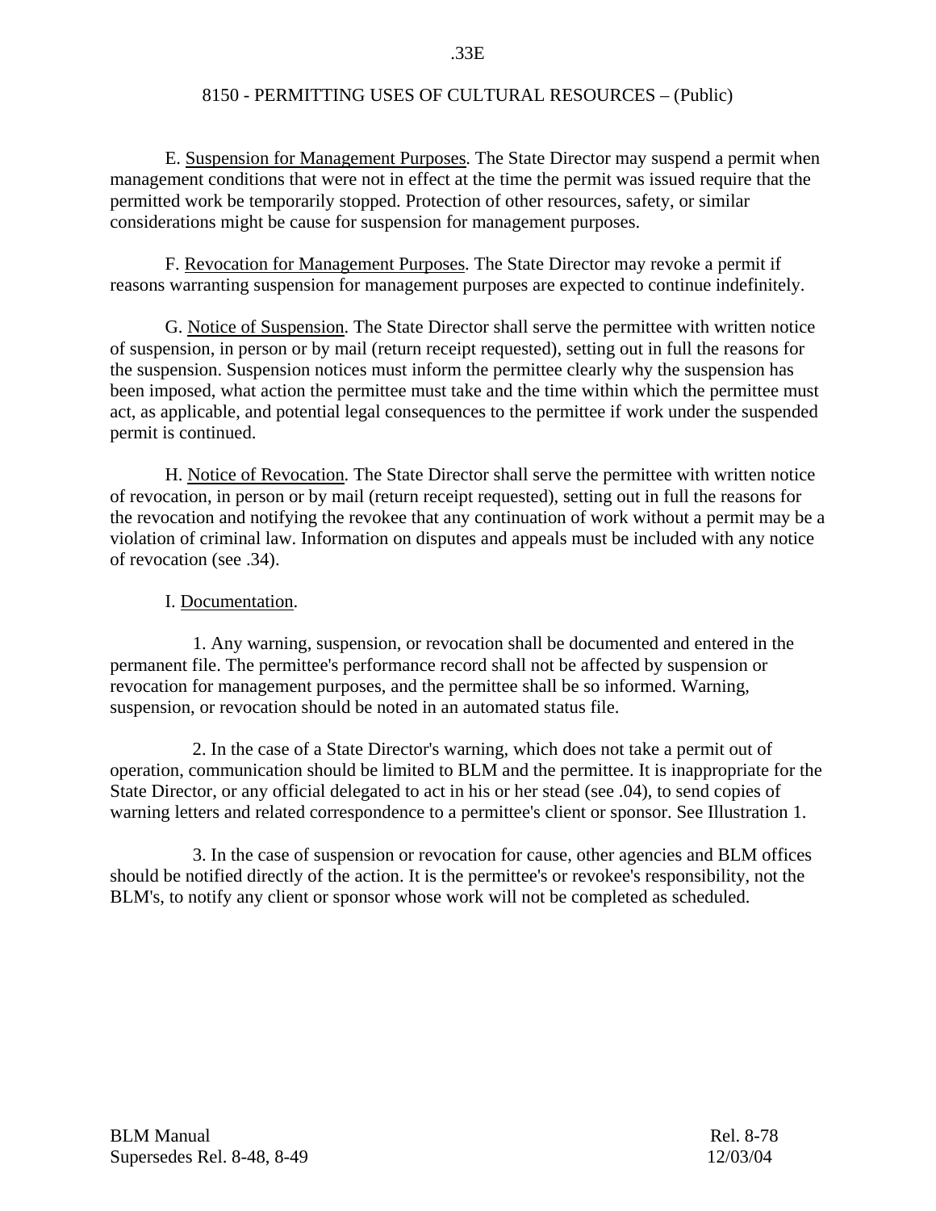E. Suspension for Management Purposes. The State Director may suspend a permit when management conditions that were not in effect at the time the permit was issued require that the permitted work be temporarily stopped. Protection of other resources, safety, or similar considerations might be cause for suspension for management purposes.

F. Revocation for Management Purposes. The State Director may revoke a permit if reasons warranting suspension for management purposes are expected to continue indefinitely.

G. Notice of Suspension. The State Director shall serve the permittee with written notice of suspension, in person or by mail (return receipt requested), setting out in full the reasons for the suspension. Suspension notices must inform the permittee clearly why the suspension has been imposed, what action the permittee must take and the time within which the permittee must act, as applicable, and potential legal consequences to the permittee if work under the suspended permit is continued.

H. Notice of Revocation. The State Director shall serve the permittee with written notice of revocation, in person or by mail (return receipt requested), setting out in full the reasons for the revocation and notifying the revokee that any continuation of work without a permit may be a violation of criminal law. Information on disputes and appeals must be included with any notice of revocation (see .34).

I. Documentation.

1. Any warning, suspension, or revocation shall be documented and entered in the permanent file. The permittee's performance record shall not be affected by suspension or revocation for management purposes, and the permittee shall be so informed. Warning, suspension, or revocation should be noted in an automated status file.

2. In the case of a State Director's warning, which does not take a permit out of operation, communication should be limited to BLM and the permittee. It is inappropriate for the State Director, or any official delegated to act in his or her stead (see .04), to send copies of warning letters and related correspondence to a permittee's client or sponsor. See Illustration 1.

3. In the case of suspension or revocation for cause, other agencies and BLM offices should be notified directly of the action. It is the permittee's or revokee's responsibility, not the BLM's, to notify any client or sponsor whose work will not be completed as scheduled.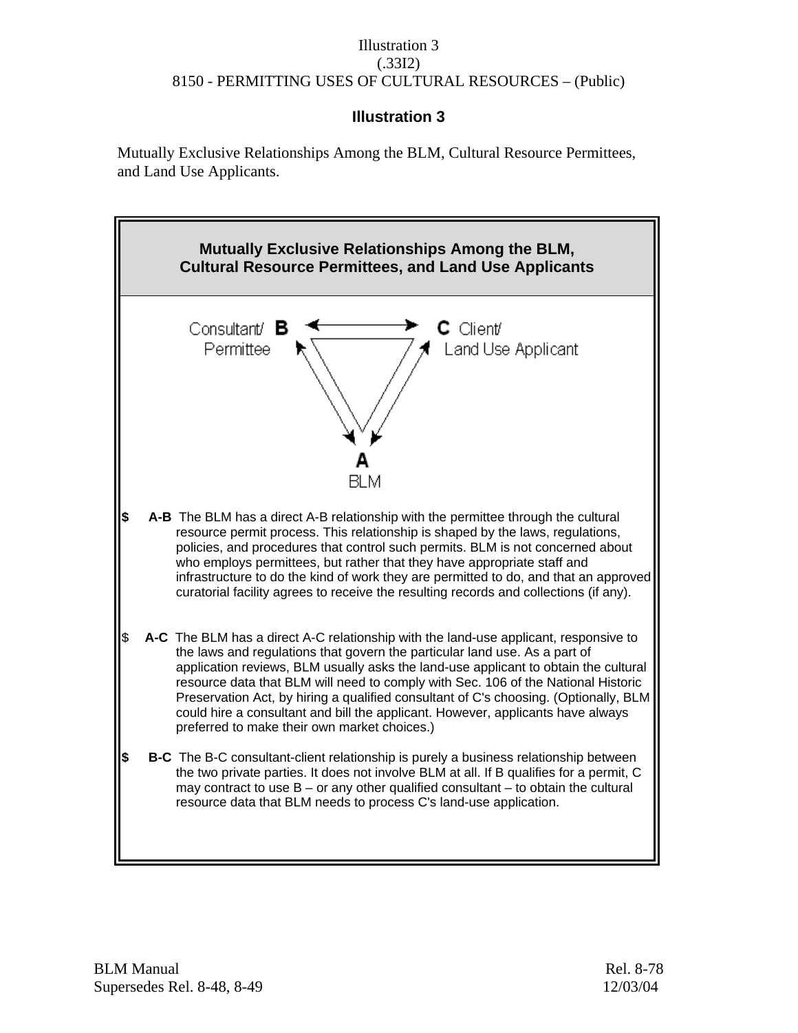Illustration 3
(.33I2)
8150 - PERMITTING USES OF CULTURAL RESOURCES – (Public)

## Illustration 3

Mutually Exclusive Relationships Among the BLM, Cultural Resource Permittees, and Land Use Applicants.

### Mutually Exclusive Relationships Among the BLM, Cultural Resource Permittees, and Land Use Applicants

Consultant/ Permittee **B** ⟷ **C** Client/ Land Use Applicant

**A** BLM

- **A-B** The BLM has a direct A-B relationship with the permittee through the cultural resource permit process. This relationship is shaped by the laws, regulations, policies, and procedures that control such permits. BLM is not concerned about who employs permittees, but rather that they have appropriate staff and infrastructure to do the kind of work they are permitted to do, and that an approved curatorial facility agrees to receive the resulting records and collections (if any).

- **A-C** The BLM has a direct A-C relationship with the land-use applicant, responsive to the laws and regulations that govern the particular land use. As a part of application reviews, BLM usually asks the land-use applicant to obtain the cultural resource data that BLM will need to comply with Sec. 106 of the National Historic Preservation Act, by hiring a qualified consultant of C's choosing. (Optionally, BLM could hire a consultant and bill the applicant. However, applicants have always preferred to make their own market choices.)

- **B-C** The B-C consultant-client relationship is purely a business relationship between the two private parties. It does not involve BLM at all. If B qualifies for a permit, C may contract to use B – or any other qualified consultant – to obtain the cultural resource data that BLM needs to process C's land-use application.

BLM Manual Rel. 8-78
Supersedes Rel. 8-48, 8-49 12/03/04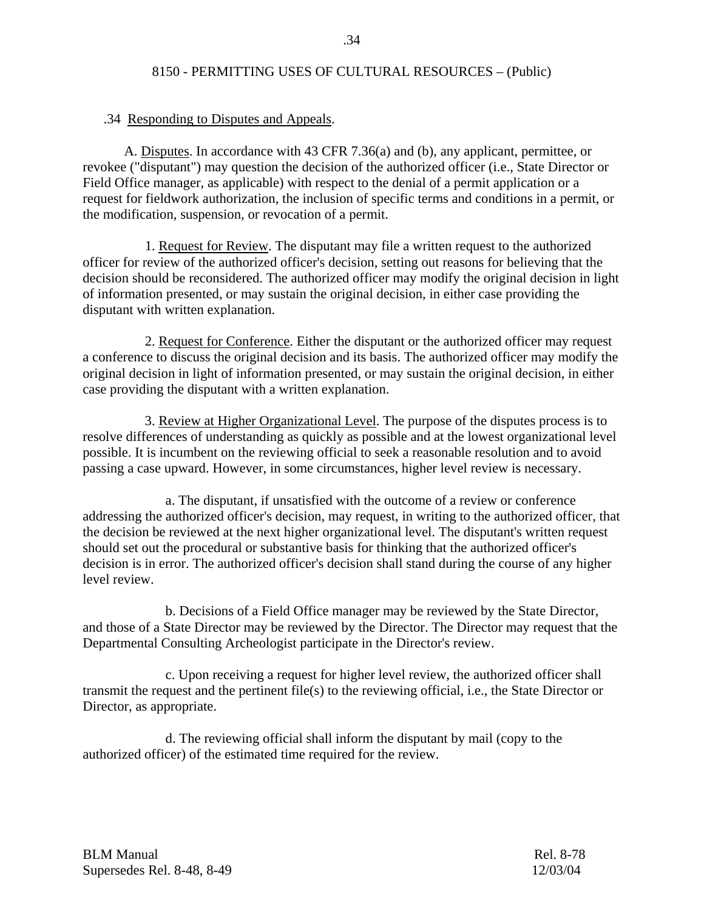.34 Responding to Disputes and Appeals.

A. Disputes. In accordance with 43 CFR 7.36(a) and (b), any applicant, permittee, or revokee ("disputant") may question the decision of the authorized officer (i.e., State Director or Field Office manager, as applicable) with respect to the denial of a permit application or a request for fieldwork authorization, the inclusion of specific terms and conditions in a permit, or the modification, suspension, or revocation of a permit.

1. Request for Review. The disputant may file a written request to the authorized officer for review of the authorized officer's decision, setting out reasons for believing that the decision should be reconsidered. The authorized officer may modify the original decision in light of information presented, or may sustain the original decision, in either case providing the disputant with written explanation.

2. Request for Conference. Either the disputant or the authorized officer may request a conference to discuss the original decision and its basis. The authorized officer may modify the original decision in light of information presented, or may sustain the original decision, in either case providing the disputant with a written explanation.

3. Review at Higher Organizational Level. The purpose of the disputes process is to resolve differences of understanding as quickly as possible and at the lowest organizational level possible. It is incumbent on the reviewing official to seek a reasonable resolution and to avoid passing a case upward. However, in some circumstances, higher level review is necessary.

a. The disputant, if unsatisfied with the outcome of a review or conference addressing the authorized officer's decision, may request, in writing to the authorized officer, that the decision be reviewed at the next higher organizational level. The disputant's written request should set out the procedural or substantive basis for thinking that the authorized officer's decision is in error. The authorized officer's decision shall stand during the course of any higher level review.

b. Decisions of a Field Office manager may be reviewed by the State Director, and those of a State Director may be reviewed by the Director. The Director may request that the Departmental Consulting Archeologist participate in the Director's review.

c. Upon receiving a request for higher level review, the authorized officer shall transmit the request and the pertinent file(s) to the reviewing official, i.e., the State Director or Director, as appropriate.

d. The reviewing official shall inform the disputant by mail (copy to the authorized officer) of the estimated time required for the review.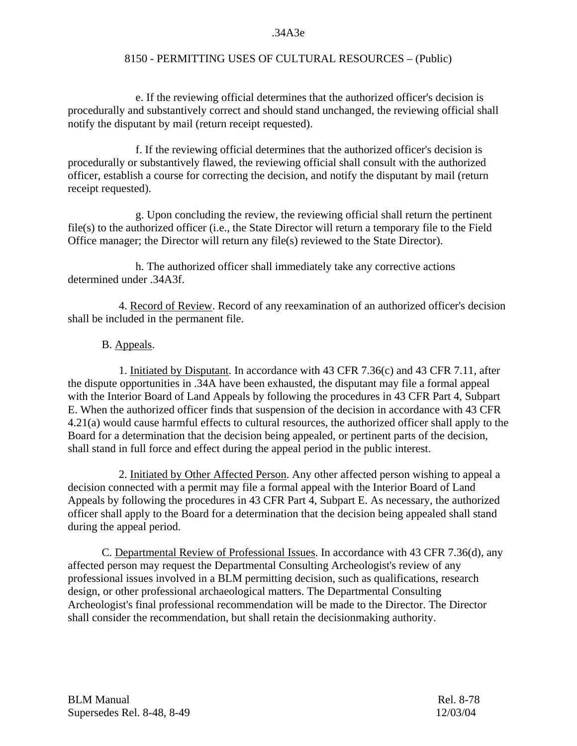e. If the reviewing official determines that the authorized officer's decision is procedurally and substantively correct and should stand unchanged, the reviewing official shall notify the disputant by mail (return receipt requested).

f. If the reviewing official determines that the authorized officer's decision is procedurally or substantively flawed, the reviewing official shall consult with the authorized officer, establish a course for correcting the decision, and notify the disputant by mail (return receipt requested).

g. Upon concluding the review, the reviewing official shall return the pertinent file(s) to the authorized officer (i.e., the State Director will return a temporary file to the Field Office manager; the Director will return any file(s) reviewed to the State Director).

h. The authorized officer shall immediately take any corrective actions determined under .34A3f.

4. Record of Review. Record of any reexamination of an authorized officer's decision shall be included in the permanent file.

B. Appeals.

1. Initiated by Disputant. In accordance with 43 CFR 7.36(c) and 43 CFR 7.11, after the dispute opportunities in .34A have been exhausted, the disputant may file a formal appeal with the Interior Board of Land Appeals by following the procedures in 43 CFR Part 4, Subpart E. When the authorized officer finds that suspension of the decision in accordance with 43 CFR 4.21(a) would cause harmful effects to cultural resources, the authorized officer shall apply to the Board for a determination that the decision being appealed, or pertinent parts of the decision, shall stand in full force and effect during the appeal period in the public interest.

2. Initiated by Other Affected Person. Any other affected person wishing to appeal a decision connected with a permit may file a formal appeal with the Interior Board of Land Appeals by following the procedures in 43 CFR Part 4, Subpart E. As necessary, the authorized officer shall apply to the Board for a determination that the decision being appealed shall stand during the appeal period.

C. Departmental Review of Professional Issues. In accordance with 43 CFR 7.36(d), any affected person may request the Departmental Consulting Archeologist's review of any professional issues involved in a BLM permitting decision, such as qualifications, research design, or other professional archaeological matters. The Departmental Consulting Archeologist's final professional recommendation will be made to the Director. The Director shall consider the recommendation, but shall retain the decisionmaking authority.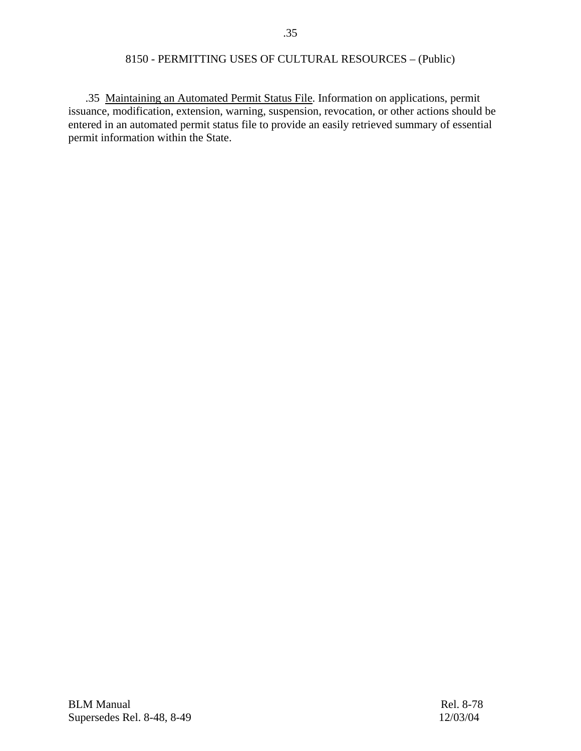.35 Maintaining an Automated Permit Status File. Information on applications, permit issuance, modification, extension, warning, suspension, revocation, or other actions should be entered in an automated permit status file to provide an easily retrieved summary of essential permit information within the State.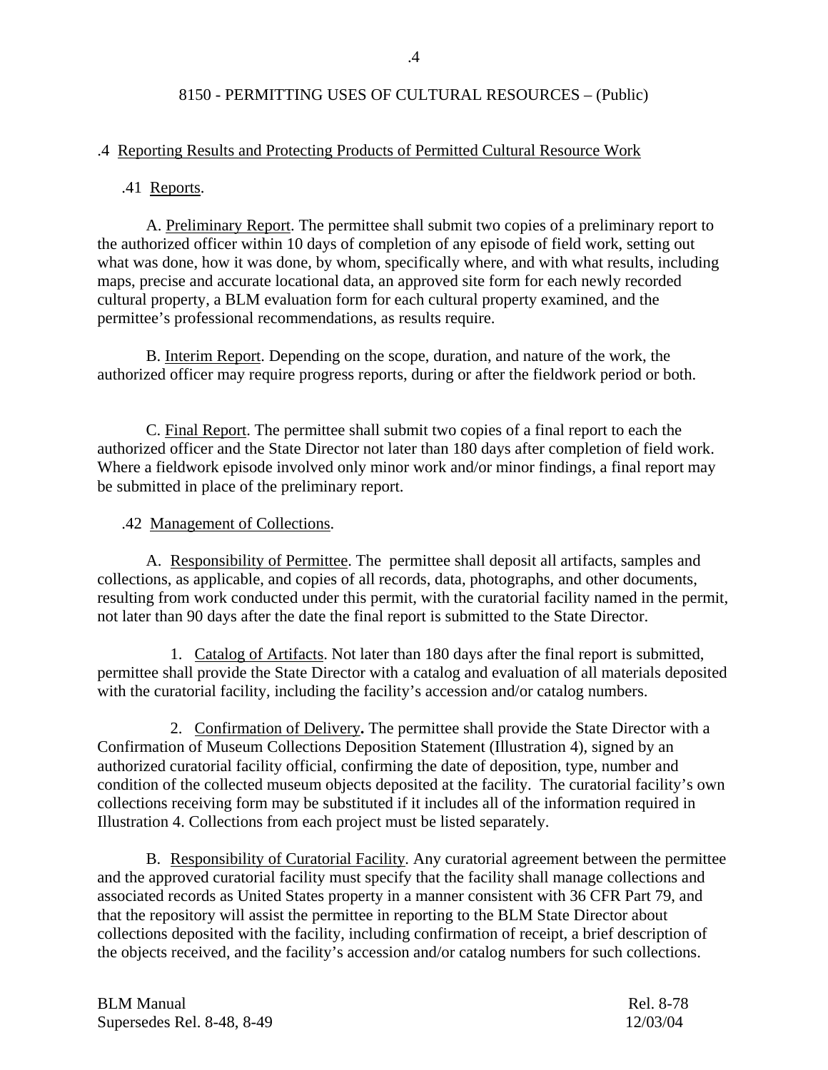## .4 Reporting Results and Protecting Products of Permitted Cultural Resource Work

### .41 Reports.

A. Preliminary Report. The permittee shall submit two copies of a preliminary report to the authorized officer within 10 days of completion of any episode of field work, setting out what was done, how it was done, by whom, specifically where, and with what results, including maps, precise and accurate locational data, an approved site form for each newly recorded cultural property, a BLM evaluation form for each cultural property examined, and the permittee's professional recommendations, as results require.

B. Interim Report. Depending on the scope, duration, and nature of the work, the authorized officer may require progress reports, during or after the fieldwork period or both.

C. Final Report. The permittee shall submit two copies of a final report to each the authorized officer and the State Director not later than 180 days after completion of field work. Where a fieldwork episode involved only minor work and/or minor findings, a final report may be submitted in place of the preliminary report.

### .42 Management of Collections.

A. Responsibility of Permittee. The permittee shall deposit all artifacts, samples and collections, as applicable, and copies of all records, data, photographs, and other documents, resulting from work conducted under this permit, with the curatorial facility named in the permit, not later than 90 days after the date the final report is submitted to the State Director.

1. Catalog of Artifacts. Not later than 180 days after the final report is submitted, permittee shall provide the State Director with a catalog and evaluation of all materials deposited with the curatorial facility, including the facility's accession and/or catalog numbers.

2. Confirmation of Delivery**.** The permittee shall provide the State Director with a Confirmation of Museum Collections Deposition Statement (Illustration 4), signed by an authorized curatorial facility official, confirming the date of deposition, type, number and condition of the collected museum objects deposited at the facility. The curatorial facility's own collections receiving form may be substituted if it includes all of the information required in Illustration 4. Collections from each project must be listed separately.

B. Responsibility of Curatorial Facility. Any curatorial agreement between the permittee and the approved curatorial facility must specify that the facility shall manage collections and associated records as United States property in a manner consistent with 36 CFR Part 79, and that the repository will assist the permittee in reporting to the BLM State Director about collections deposited with the facility, including confirmation of receipt, a brief description of the objects received, and the facility's accession and/or catalog numbers for such collections.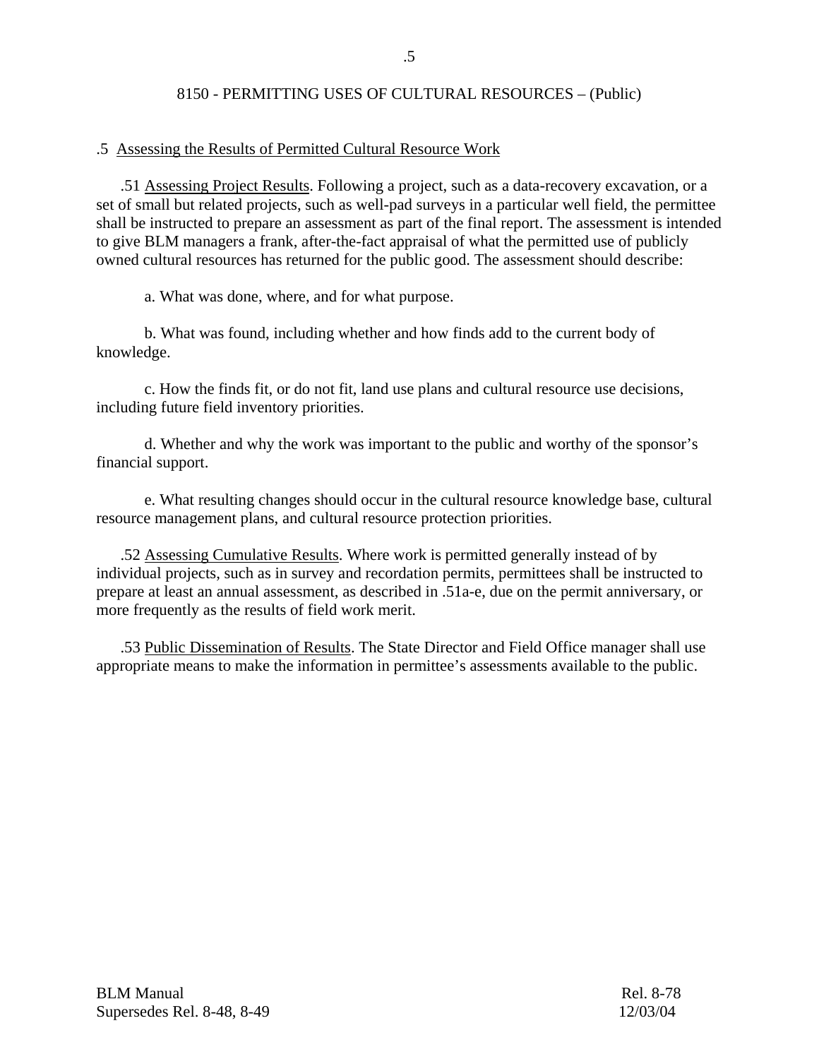## .5 Assessing the Results of Permitted Cultural Resource Work

.51 Assessing Project Results. Following a project, such as a data-recovery excavation, or a set of small but related projects, such as well-pad surveys in a particular well field, the permittee shall be instructed to prepare an assessment as part of the final report. The assessment is intended to give BLM managers a frank, after-the-fact appraisal of what the permitted use of publicly owned cultural resources has returned for the public good. The assessment should describe:

a. What was done, where, and for what purpose.

b. What was found, including whether and how finds add to the current body of knowledge.

c. How the finds fit, or do not fit, land use plans and cultural resource use decisions, including future field inventory priorities.

d. Whether and why the work was important to the public and worthy of the sponsor's financial support.

e. What resulting changes should occur in the cultural resource knowledge base, cultural resource management plans, and cultural resource protection priorities.

.52 Assessing Cumulative Results. Where work is permitted generally instead of by individual projects, such as in survey and recordation permits, permittees shall be instructed to prepare at least an annual assessment, as described in .51a-e, due on the permit anniversary, or more frequently as the results of field work merit.

.53 Public Dissemination of Results. The State Director and Field Office manager shall use appropriate means to make the information in permittee's assessments available to the public.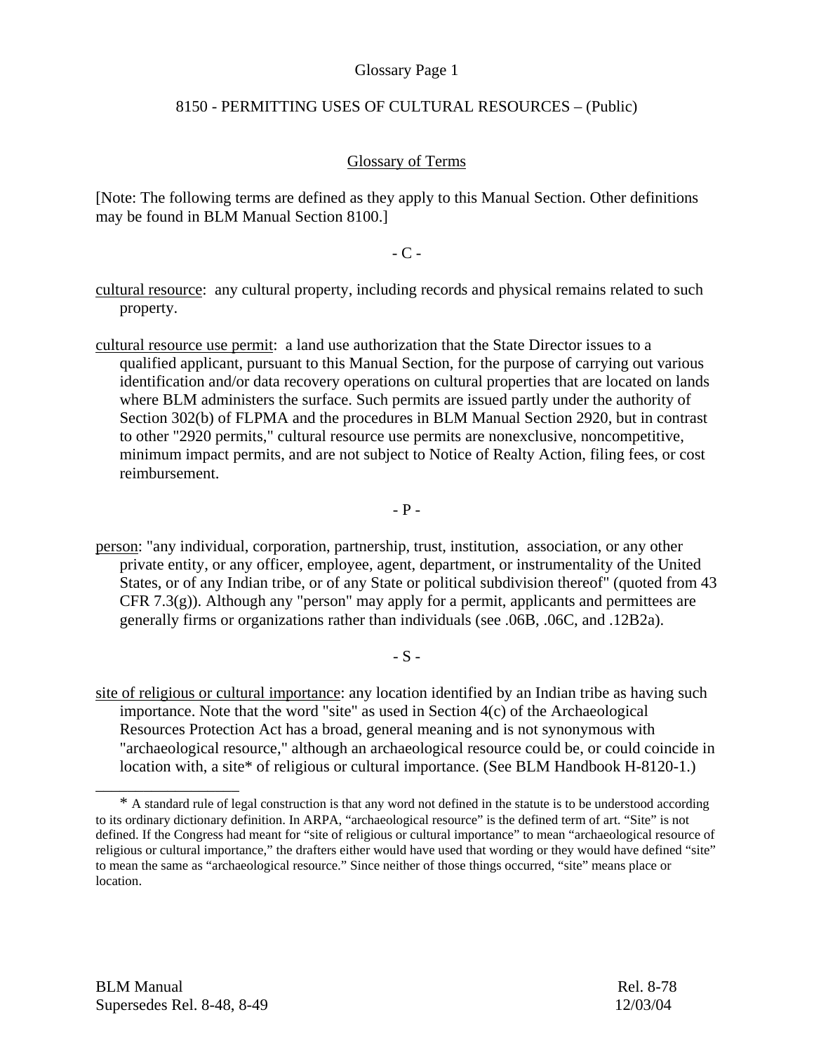## Glossary of Terms

[Note: The following terms are defined as they apply to this Manual Section. Other definitions may be found in BLM Manual Section 8100.]

- C -

cultural resource: any cultural property, including records and physical remains related to such property.

cultural resource use permit: a land use authorization that the State Director issues to a qualified applicant, pursuant to this Manual Section, for the purpose of carrying out various identification and/or data recovery operations on cultural properties that are located on lands where BLM administers the surface. Such permits are issued partly under the authority of Section 302(b) of FLPMA and the procedures in BLM Manual Section 2920, but in contrast to other "2920 permits," cultural resource use permits are nonexclusive, noncompetitive, minimum impact permits, and are not subject to Notice of Realty Action, filing fees, or cost reimbursement.

- P -

person: "any individual, corporation, partnership, trust, institution, association, or any other private entity, or any officer, employee, agent, department, or instrumentality of the United States, or of any Indian tribe, or of any State or political subdivision thereof" (quoted from 43 CFR 7.3(g)). Although any "person" may apply for a permit, applicants and permittees are generally firms or organizations rather than individuals (see .06B, .06C, and .12B2a).

- S -

site of religious or cultural importance: any location identified by an Indian tribe as having such importance. Note that the word "site" as used in Section 4(c) of the Archaeological Resources Protection Act has a broad, general meaning and is not synonymous with "archaeological resource," although an archaeological resource could be, or could coincide in location with, a site* of religious or cultural importance. (See BLM Handbook H-8120-1.)

---

\* A standard rule of legal construction is that any word not defined in the statute is to be understood according to its ordinary dictionary definition. In ARPA, "archaeological resource" is the defined term of art. "Site" is not defined. If the Congress had meant for "site of religious or cultural importance" to mean "archaeological resource of religious or cultural importance," the drafters either would have used that wording or they would have defined "site" to mean the same as "archaeological resource." Since neither of those things occurred, "site" means place or location.